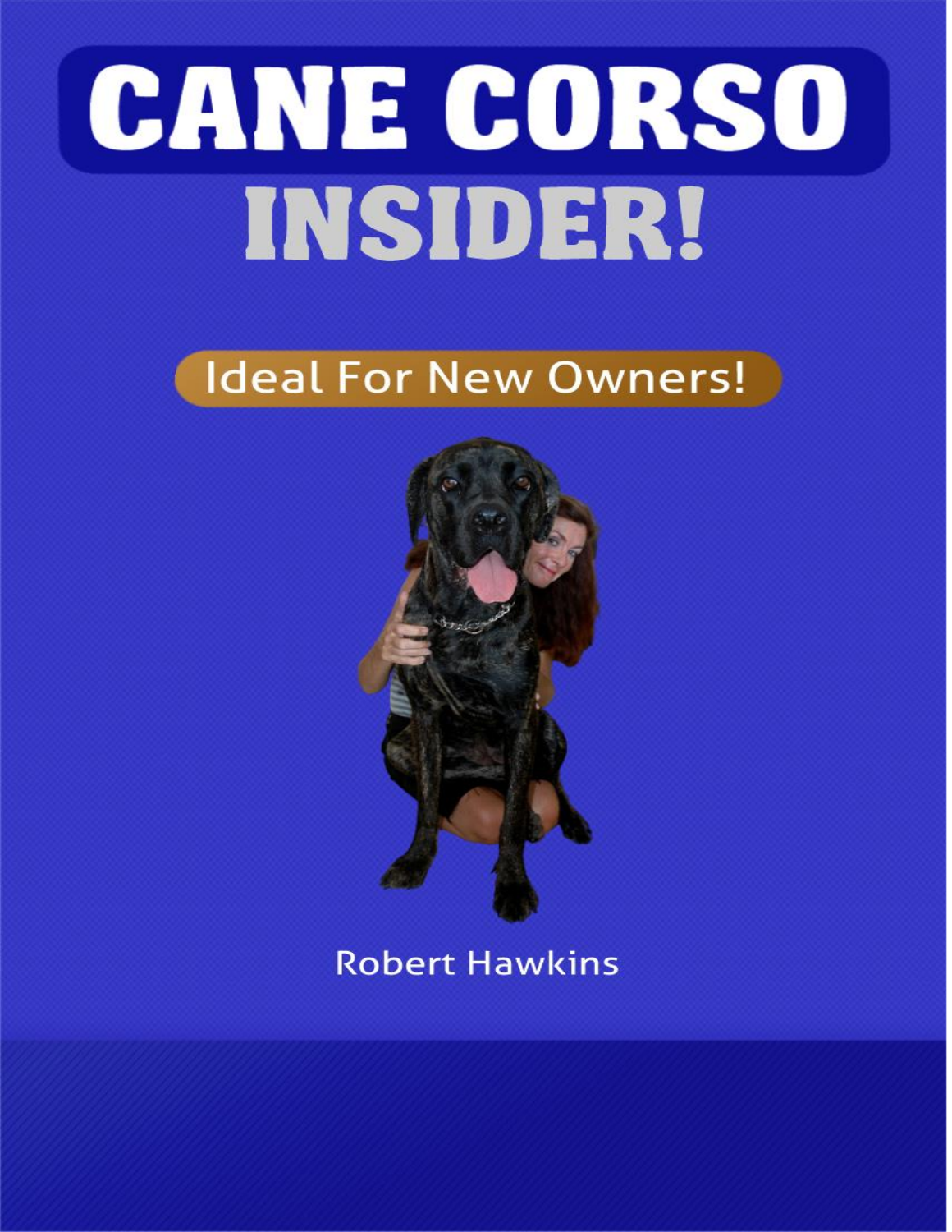# CANE CORSO INSIDER!

**Ideal For New Owners!**

Robert Hawkins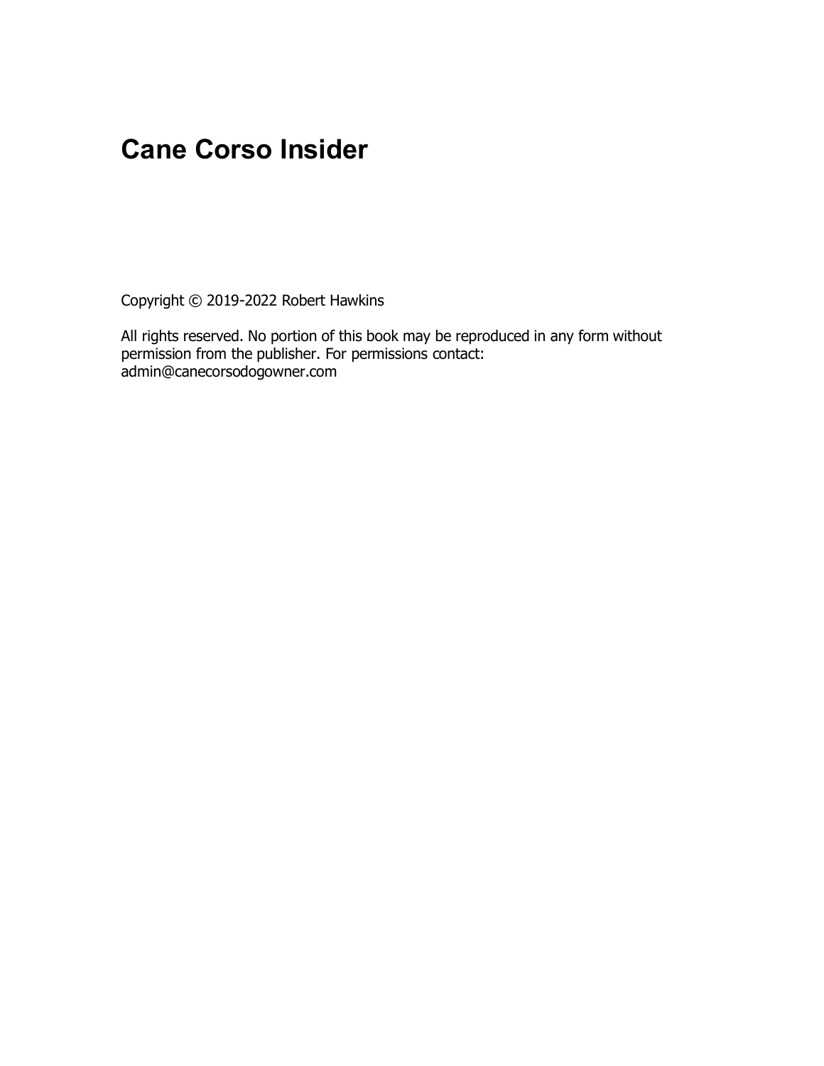# Cane Corso Insider

Copyright © 2019-2022 Robert Hawkins

All rights reserved. No portion of this book may be reproduced in any form without permission from the publisher. For permissions contact: admin@canecorsodogowner.com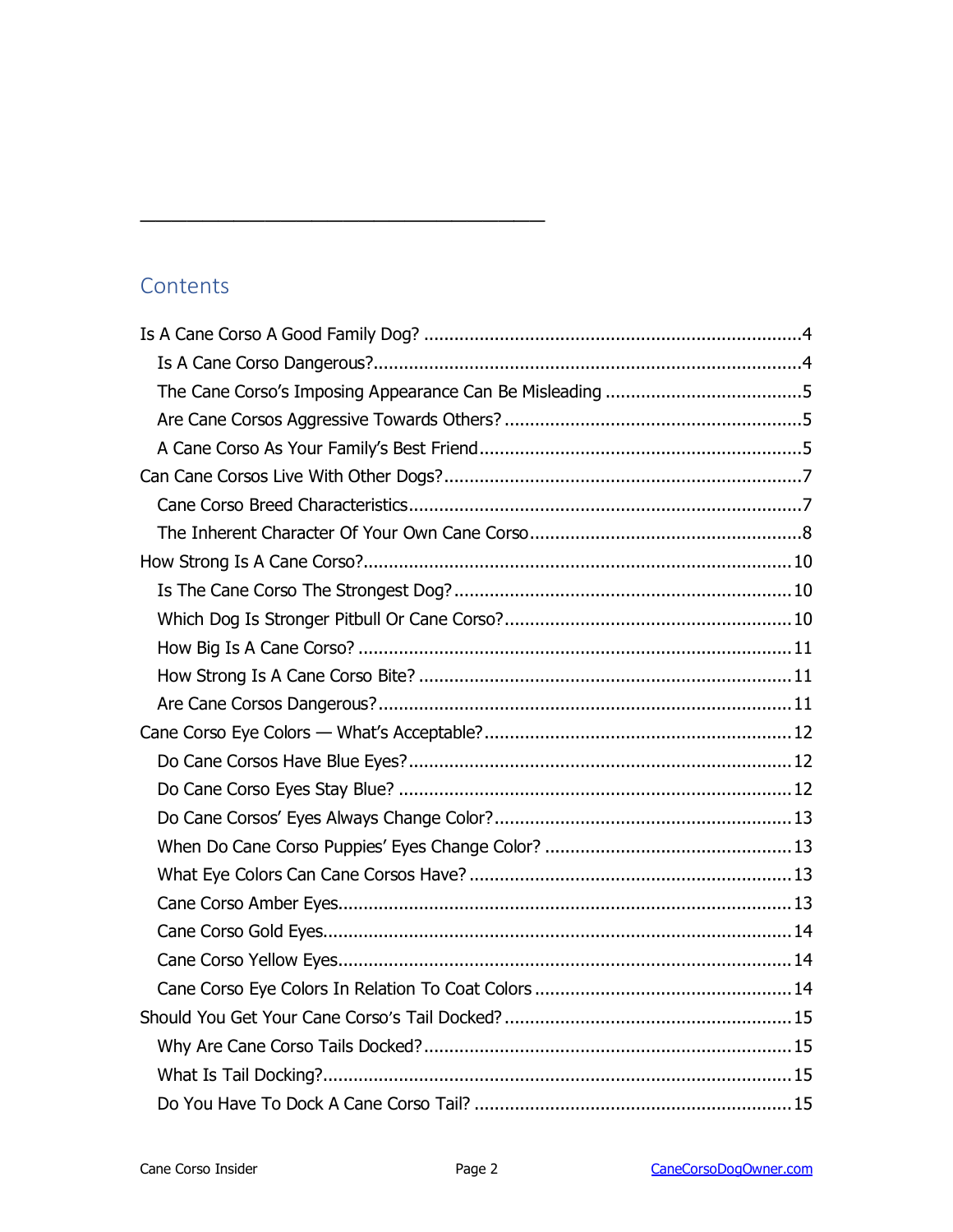---

## Contents

- Is A Cane Corso A Good Family Dog? ........................................................................ 4
  - Is A Cane Corso Dangerous? ............................................................................... 4
  - The Cane Corso's Imposing Appearance Can Be Misleading ....................................... 5
  - Are Cane Corsos Aggressive Towards Others? .......................................................... 5
  - A Cane Corso As Your Family's Best Friend ............................................................. 5
- Can Cane Corsos Live With Other Dogs? ..................................................................... 7
  - Cane Corso Breed Characteristics ........................................................................... 7
  - The Inherent Character Of Your Own Cane Corso ..................................................... 8
- How Strong Is A Cane Corso? ..................................................................................... 10
  - Is The Cane Corso The Strongest Dog? .................................................................. 10
  - Which Dog Is Stronger Pitbull Or Cane Corso? ........................................................ 10
  - How Big Is A Cane Corso? .................................................................................... 11
  - How Strong Is A Cane Corso Bite? ......................................................................... 11
  - Are Cane Corsos Dangerous? ................................................................................. 11
- Cane Corso Eye Colors — What's Acceptable? ............................................................ 12
  - Do Cane Corsos Have Blue Eyes? ........................................................................... 12
  - Do Cane Corso Eyes Stay Blue? ............................................................................. 12
  - Do Cane Corsos' Eyes Always Change Color? ........................................................... 13
  - When Do Cane Corso Puppies' Eyes Change Color? ................................................. 13
  - What Eye Colors Can Cane Corsos Have? ................................................................ 13
  - Cane Corso Amber Eyes ......................................................................................... 13
  - Cane Corso Gold Eyes ............................................................................................ 14
  - Cane Corso Yellow Eyes ......................................................................................... 14
  - Cane Corso Eye Colors In Relation To Coat Colors .................................................. 14
- Should You Get Your Cane Corso's Tail Docked? ......................................................... 15
  - Why Are Cane Corso Tails Docked? ........................................................................ 15
  - What Is Tail Docking? ............................................................................................ 15
  - Do You Have To Dock A Cane Corso Tail? ............................................................... 15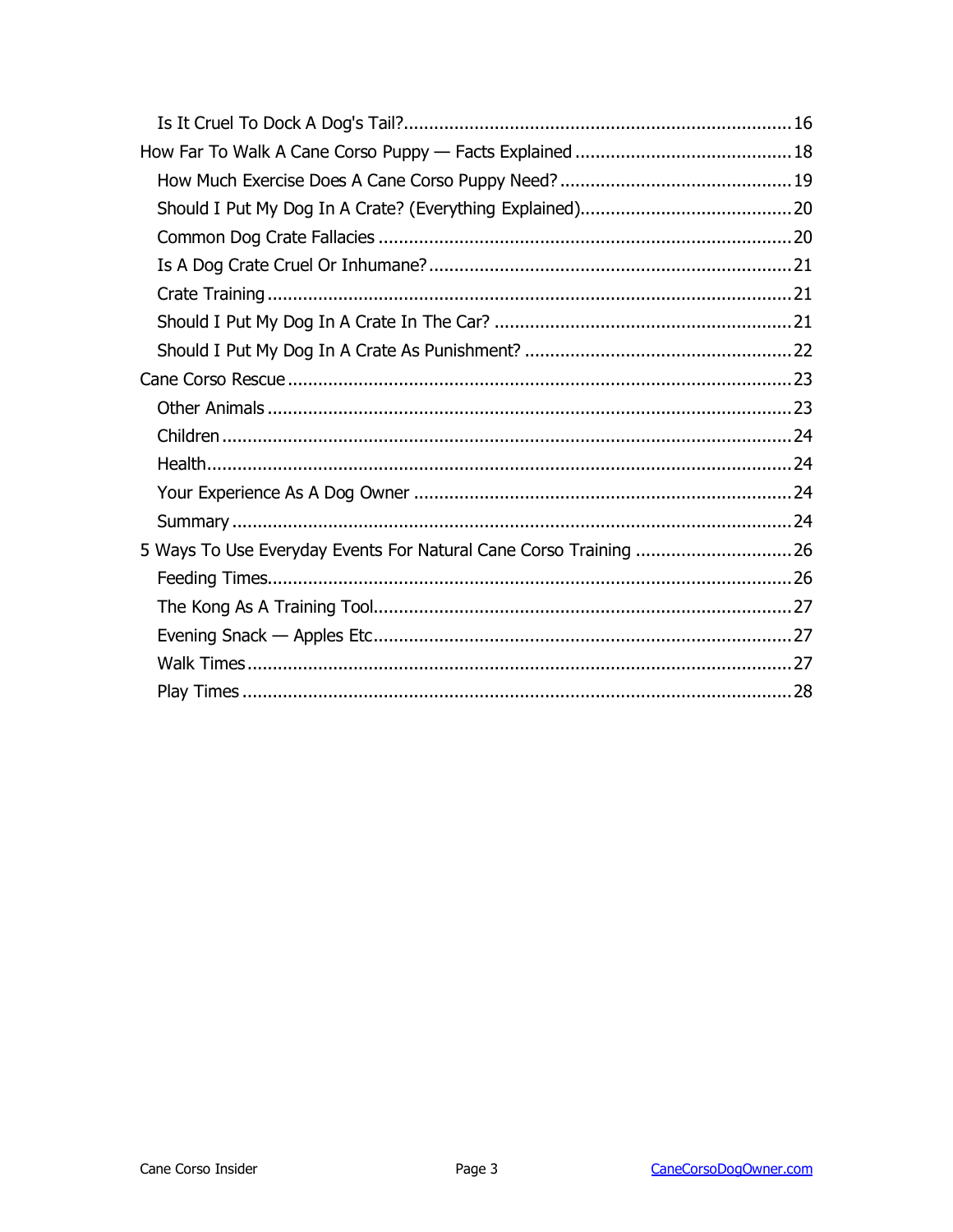- Is It Cruel To Dock A Dog's Tail? ..... 16
- How Far To Walk A Cane Corso Puppy — Facts Explained ..... 18
  - How Much Exercise Does A Cane Corso Puppy Need? ..... 19
  - Should I Put My Dog In A Crate? (Everything Explained) ..... 20
  - Common Dog Crate Fallacies ..... 20
  - Is A Dog Crate Cruel Or Inhumane? ..... 21
  - Crate Training ..... 21
  - Should I Put My Dog In A Crate In The Car? ..... 21
  - Should I Put My Dog In A Crate As Punishment? ..... 22
- Cane Corso Rescue ..... 23
  - Other Animals ..... 23
  - Children ..... 24
  - Health ..... 24
  - Your Experience As A Dog Owner ..... 24
  - Summary ..... 24
- 5 Ways To Use Everyday Events For Natural Cane Corso Training ..... 26
  - Feeding Times ..... 26
  - The Kong As A Training Tool ..... 27
  - Evening Snack — Apples Etc ..... 27
  - Walk Times ..... 27
  - Play Times ..... 28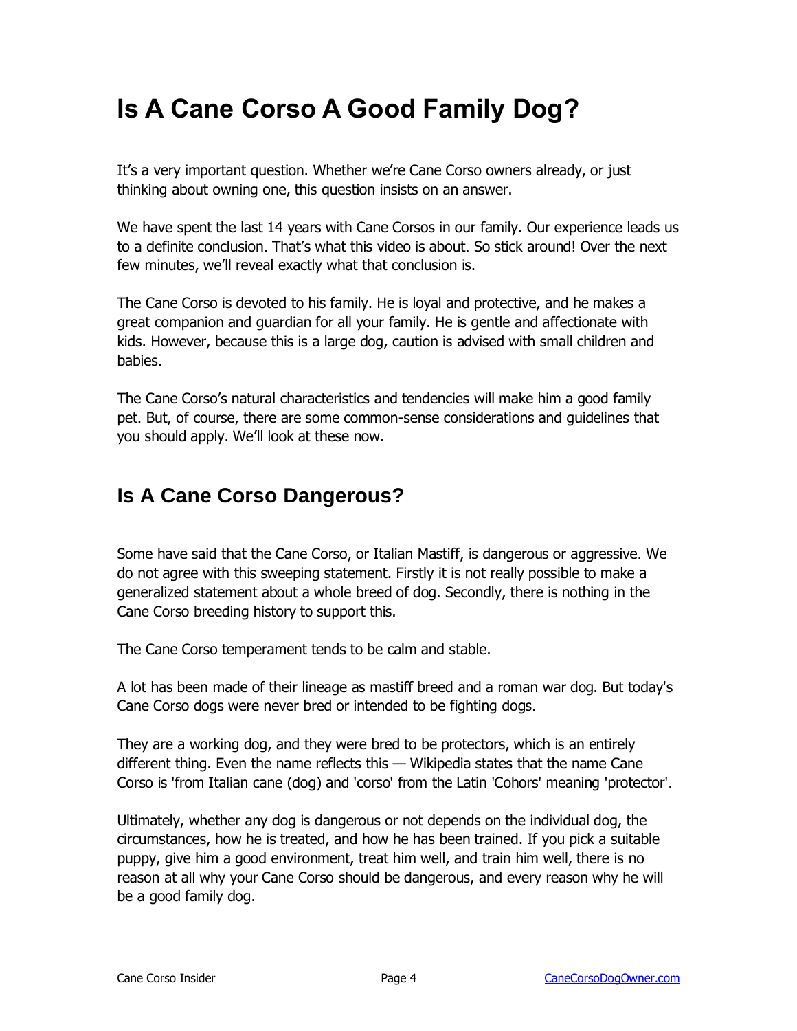# Is A Cane Corso A Good Family Dog?

It's a very important question. Whether we're Cane Corso owners already, or just thinking about owning one, this question insists on an answer.

We have spent the last 14 years with Cane Corsos in our family. Our experience leads us to a definite conclusion. That's what this video is about. So stick around! Over the next few minutes, we'll reveal exactly what that conclusion is.

The Cane Corso is devoted to his family. He is loyal and protective, and he makes a great companion and guardian for all your family. He is gentle and affectionate with kids. However, because this is a large dog, caution is advised with small children and babies.

The Cane Corso's natural characteristics and tendencies will make him a good family pet. But, of course, there are some common-sense considerations and guidelines that you should apply. We'll look at these now.

## Is A Cane Corso Dangerous?

Some have said that the Cane Corso, or Italian Mastiff, is dangerous or aggressive. We do not agree with this sweeping statement. Firstly it is not really possible to make a generalized statement about a whole breed of dog. Secondly, there is nothing in the Cane Corso breeding history to support this.

The Cane Corso temperament tends to be calm and stable.

A lot has been made of their lineage as mastiff breed and a roman war dog. But today's Cane Corso dogs were never bred or intended to be fighting dogs.

They are a working dog, and they were bred to be protectors, which is an entirely different thing. Even the name reflects this — Wikipedia states that the name Cane Corso is 'from Italian cane (dog) and 'corso' from the Latin 'Cohors' meaning 'protector'.

Ultimately, whether any dog is dangerous or not depends on the individual dog, the circumstances, how he is treated, and how he has been trained. If you pick a suitable puppy, give him a good environment, treat him well, and train him well, there is no reason at all why your Cane Corso should be dangerous, and every reason why he will be a good family dog.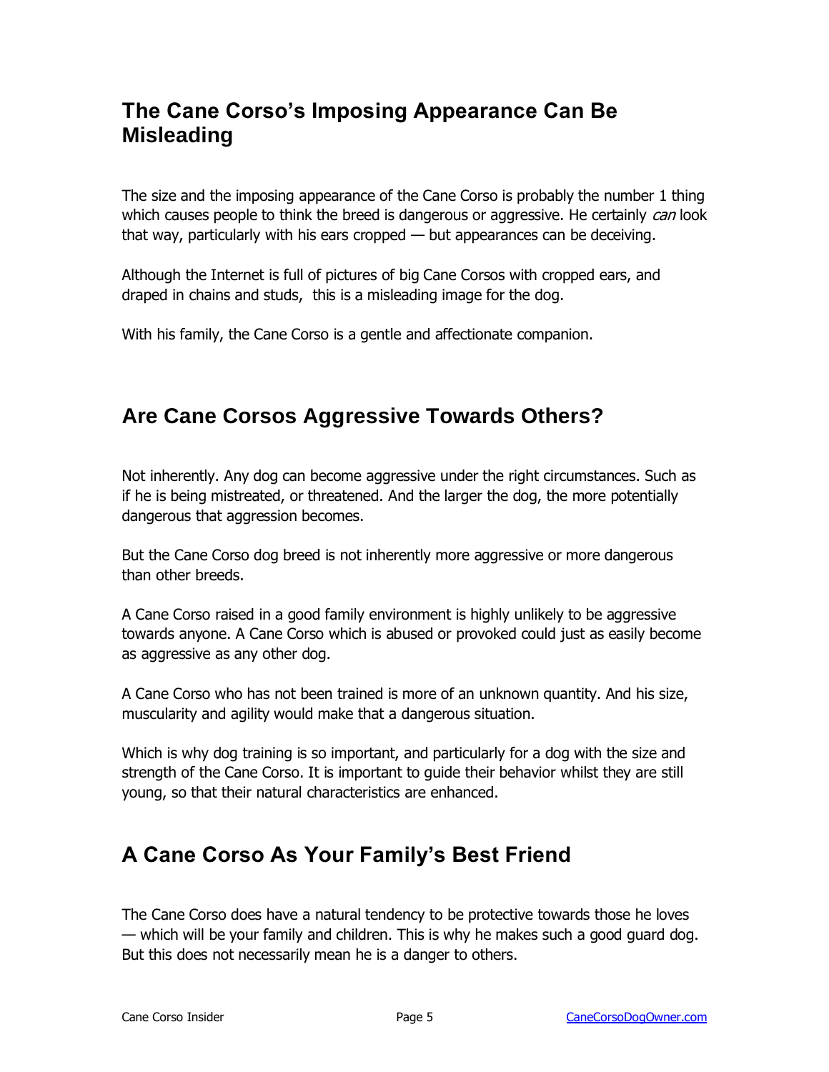## The Cane Corso's Imposing Appearance Can Be Misleading

The size and the imposing appearance of the Cane Corso is probably the number 1 thing which causes people to think the breed is dangerous or aggressive. He certainly *can* look that way, particularly with his ears cropped — but appearances can be deceiving.

Although the Internet is full of pictures of big Cane Corsos with cropped ears, and draped in chains and studs,  this is a misleading image for the dog.

With his family, the Cane Corso is a gentle and affectionate companion.

## Are Cane Corsos Aggressive Towards Others?

Not inherently. Any dog can become aggressive under the right circumstances. Such as if he is being mistreated, or threatened. And the larger the dog, the more potentially dangerous that aggression becomes.

But the Cane Corso dog breed is not inherently more aggressive or more dangerous than other breeds.

A Cane Corso raised in a good family environment is highly unlikely to be aggressive towards anyone. A Cane Corso which is abused or provoked could just as easily become as aggressive as any other dog.

A Cane Corso who has not been trained is more of an unknown quantity. And his size, muscularity and agility would make that a dangerous situation.

Which is why dog training is so important, and particularly for a dog with the size and strength of the Cane Corso. It is important to guide their behavior whilst they are still young, so that their natural characteristics are enhanced.

## A Cane Corso As Your Family's Best Friend

The Cane Corso does have a natural tendency to be protective towards those he loves — which will be your family and children. This is why he makes such a good guard dog. But this does not necessarily mean he is a danger to others.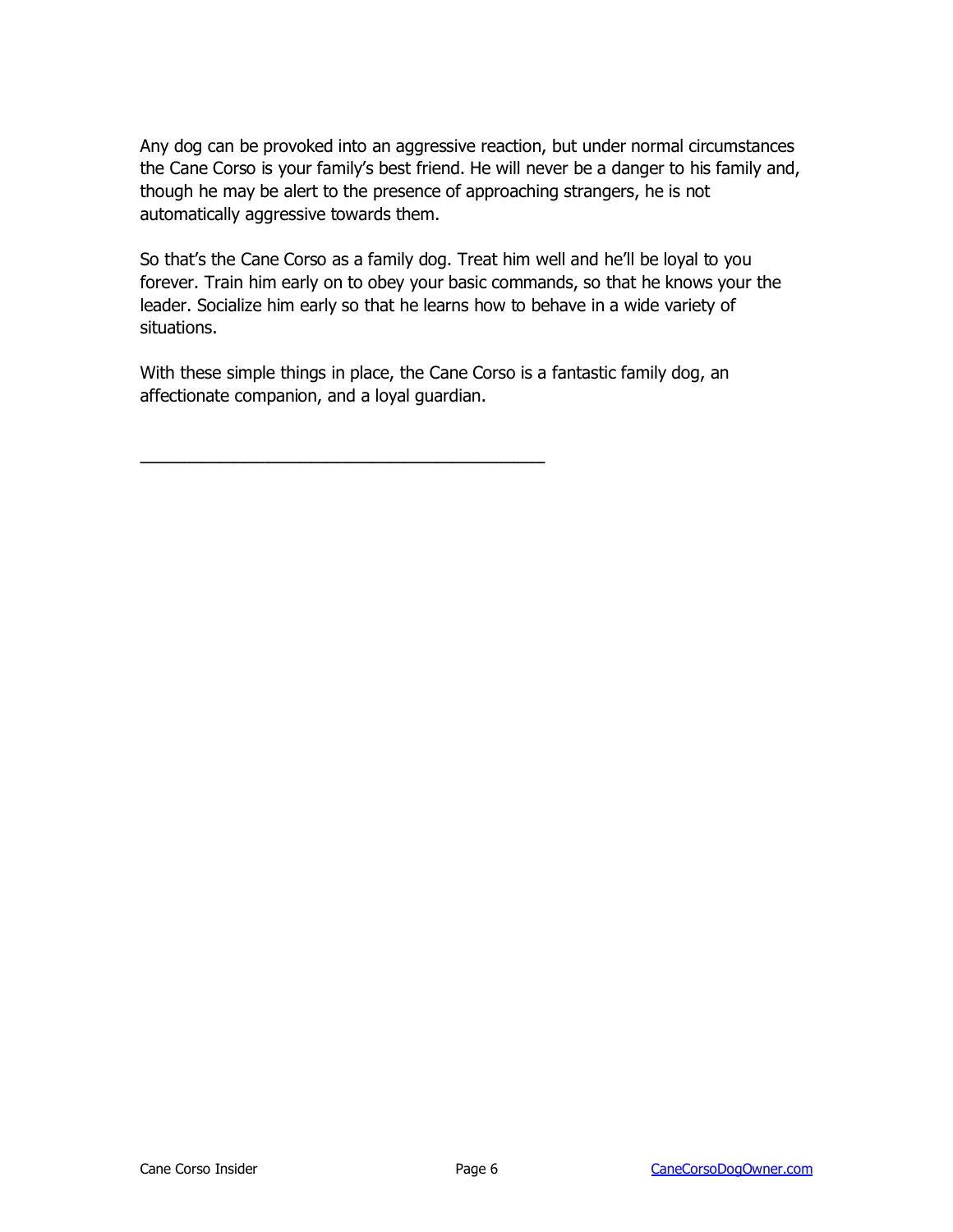Any dog can be provoked into an aggressive reaction, but under normal circumstances the Cane Corso is your family's best friend. He will never be a danger to his family and, though he may be alert to the presence of approaching strangers, he is not automatically aggressive towards them.

So that's the Cane Corso as a family dog. Treat him well and he'll be loyal to you forever. Train him early on to obey your basic commands, so that he knows your the leader. Socialize him early so that he learns how to behave in a wide variety of situations.

With these simple things in place, the Cane Corso is a fantastic family dog, an affectionate companion, and a loyal guardian.

---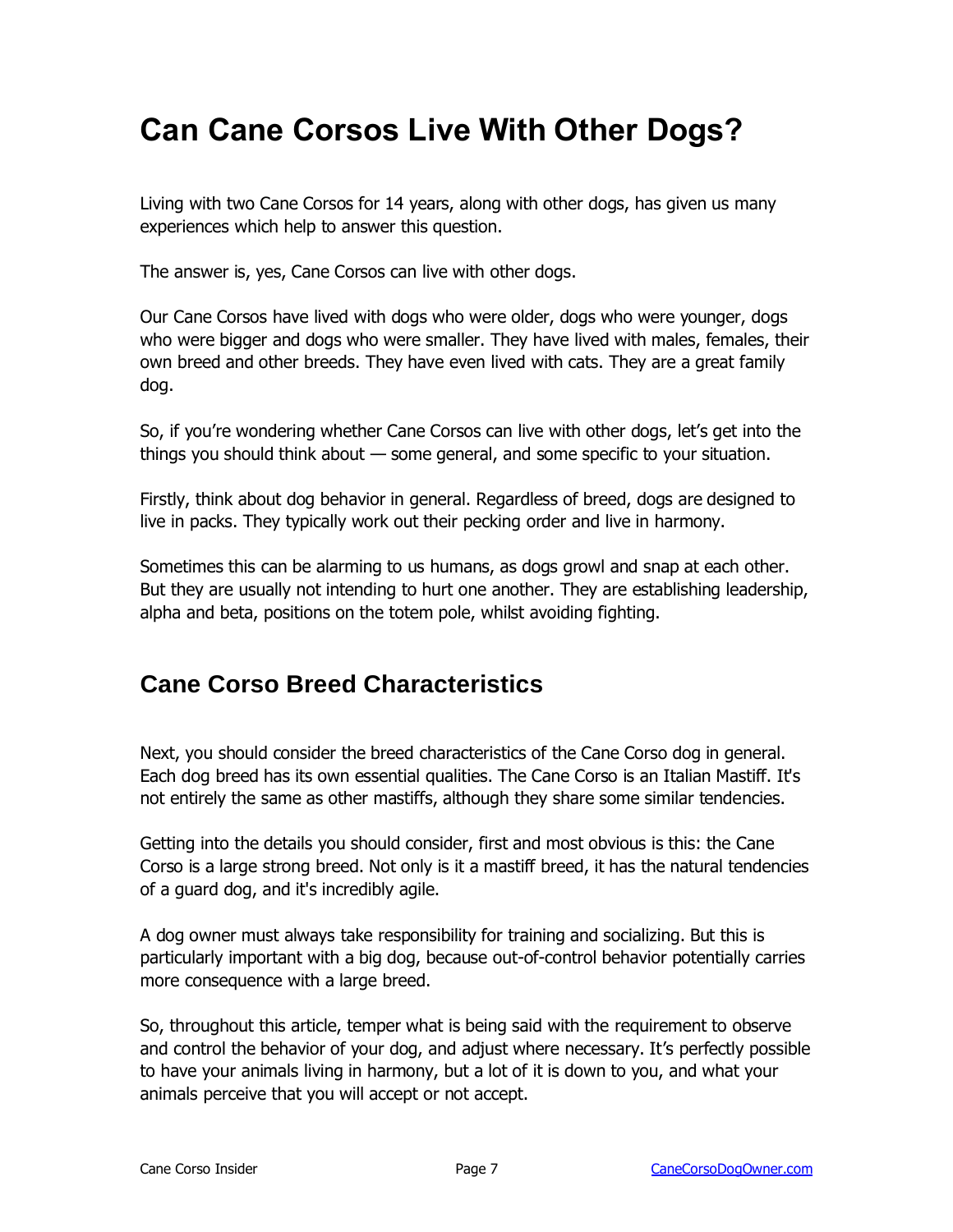# Can Cane Corsos Live With Other Dogs?

Living with two Cane Corsos for 14 years, along with other dogs, has given us many experiences which help to answer this question.

The answer is, yes, Cane Corsos can live with other dogs.

Our Cane Corsos have lived with dogs who were older, dogs who were younger, dogs who were bigger and dogs who were smaller. They have lived with males, females, their own breed and other breeds. They have even lived with cats. They are a great family dog.

So, if you're wondering whether Cane Corsos can live with other dogs, let's get into the things you should think about — some general, and some specific to your situation.

Firstly, think about dog behavior in general. Regardless of breed, dogs are designed to live in packs. They typically work out their pecking order and live in harmony.

Sometimes this can be alarming to us humans, as dogs growl and snap at each other. But they are usually not intending to hurt one another. They are establishing leadership, alpha and beta, positions on the totem pole, whilst avoiding fighting.

## Cane Corso Breed Characteristics

Next, you should consider the breed characteristics of the Cane Corso dog in general. Each dog breed has its own essential qualities. The Cane Corso is an Italian Mastiff. It's not entirely the same as other mastiffs, although they share some similar tendencies.

Getting into the details you should consider, first and most obvious is this: the Cane Corso is a large strong breed. Not only is it a mastiff breed, it has the natural tendencies of a guard dog, and it's incredibly agile.

A dog owner must always take responsibility for training and socializing. But this is particularly important with a big dog, because out-of-control behavior potentially carries more consequence with a large breed.

So, throughout this article, temper what is being said with the requirement to observe and control the behavior of your dog, and adjust where necessary. It's perfectly possible to have your animals living in harmony, but a lot of it is down to you, and what your animals perceive that you will accept or not accept.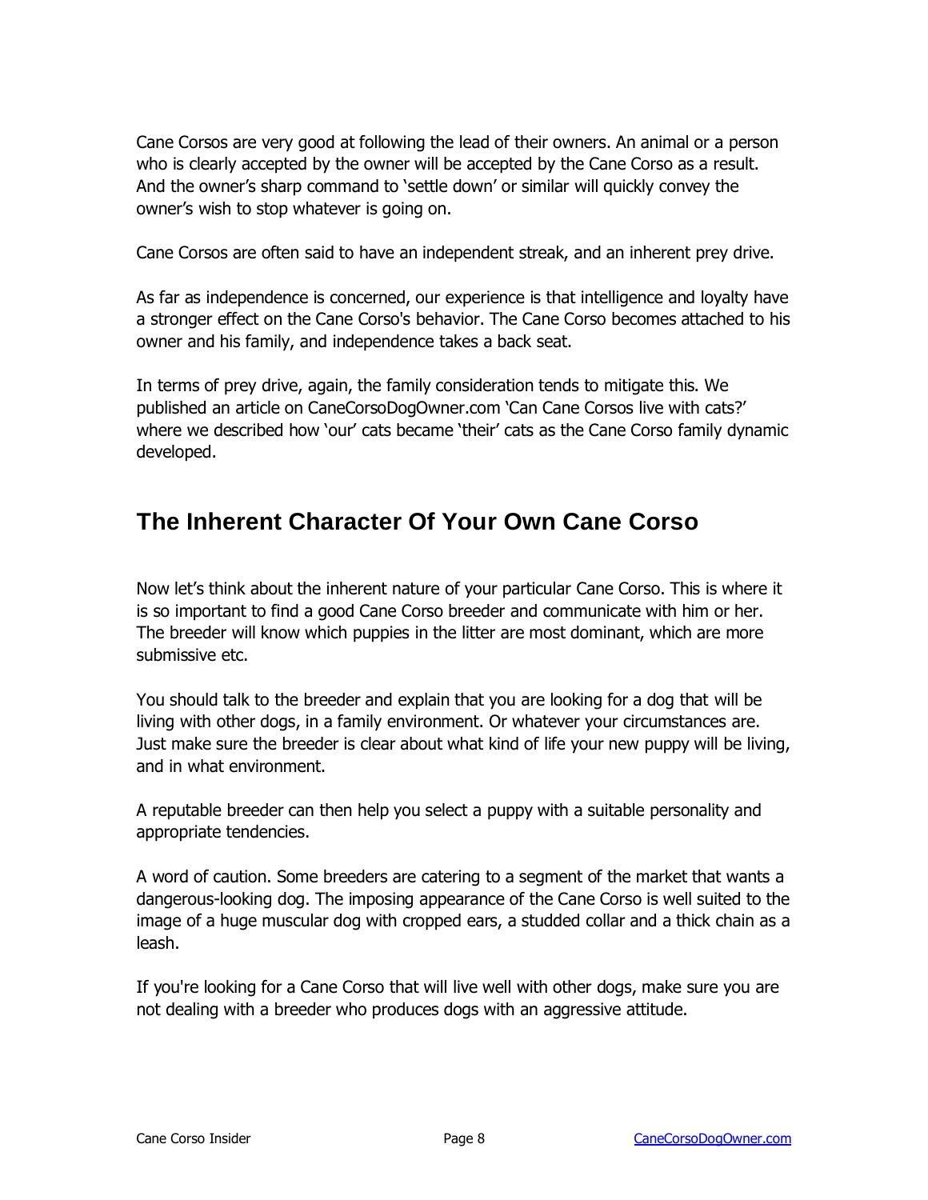Cane Corsos are very good at following the lead of their owners. An animal or a person who is clearly accepted by the owner will be accepted by the Cane Corso as a result. And the owner's sharp command to 'settle down' or similar will quickly convey the owner's wish to stop whatever is going on.

Cane Corsos are often said to have an independent streak, and an inherent prey drive.

As far as independence is concerned, our experience is that intelligence and loyalty have a stronger effect on the Cane Corso's behavior. The Cane Corso becomes attached to his owner and his family, and independence takes a back seat.

In terms of prey drive, again, the family consideration tends to mitigate this. We published an article on CaneCorsoDogOwner.com 'Can Cane Corsos live with cats?' where we described how 'our' cats became 'their' cats as the Cane Corso family dynamic developed.

## The Inherent Character Of Your Own Cane Corso

Now let's think about the inherent nature of your particular Cane Corso. This is where it is so important to find a good Cane Corso breeder and communicate with him or her. The breeder will know which puppies in the litter are most dominant, which are more submissive etc.

You should talk to the breeder and explain that you are looking for a dog that will be living with other dogs, in a family environment. Or whatever your circumstances are. Just make sure the breeder is clear about what kind of life your new puppy will be living, and in what environment.

A reputable breeder can then help you select a puppy with a suitable personality and appropriate tendencies.

A word of caution. Some breeders are catering to a segment of the market that wants a dangerous-looking dog. The imposing appearance of the Cane Corso is well suited to the image of a huge muscular dog with cropped ears, a studded collar and a thick chain as a leash.

If you're looking for a Cane Corso that will live well with other dogs, make sure you are not dealing with a breeder who produces dogs with an aggressive attitude.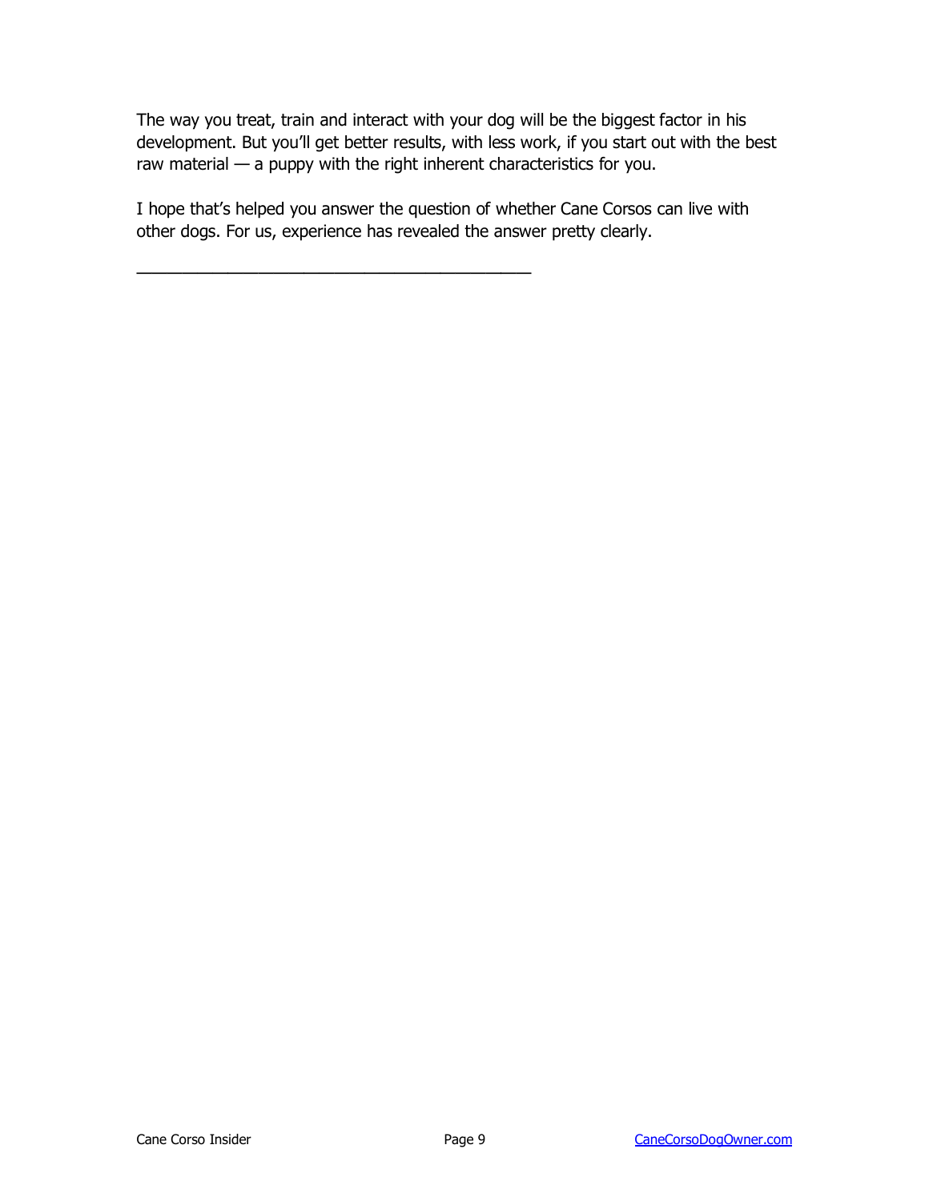The way you treat, train and interact with your dog will be the biggest factor in his development. But you'll get better results, with less work, if you start out with the best raw material — a puppy with the right inherent characteristics for you.

I hope that's helped you answer the question of whether Cane Corsos can live with other dogs. For us, experience has revealed the answer pretty clearly.

---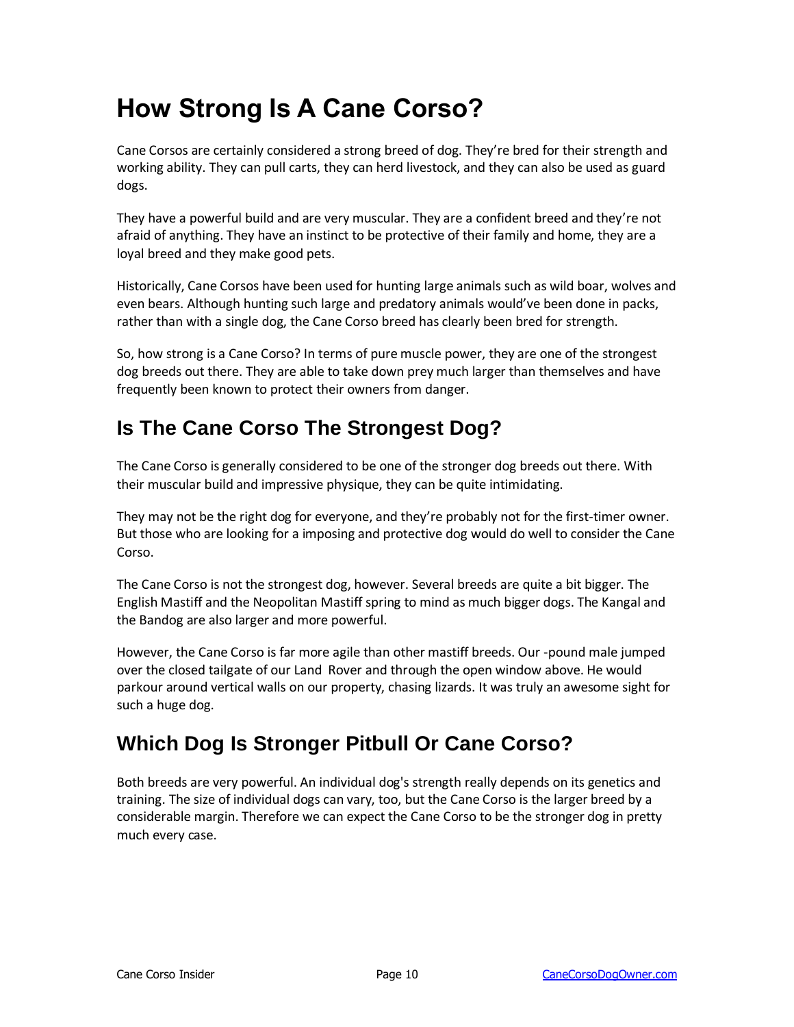# How Strong Is A Cane Corso?

Cane Corsos are certainly considered a strong breed of dog. They're bred for their strength and working ability. They can pull carts, they can herd livestock, and they can also be used as guard dogs.

They have a powerful build and are very muscular. They are a confident breed and they're not afraid of anything. They have an instinct to be protective of their family and home, they are a loyal breed and they make good pets.

Historically, Cane Corsos have been used for hunting large animals such as wild boar, wolves and even bears. Although hunting such large and predatory animals would've been done in packs, rather than with a single dog, the Cane Corso breed has clearly been bred for strength.

So, how strong is a Cane Corso? In terms of pure muscle power, they are one of the strongest dog breeds out there. They are able to take down prey much larger than themselves and have frequently been known to protect their owners from danger.

## Is The Cane Corso The Strongest Dog?

The Cane Corso is generally considered to be one of the stronger dog breeds out there. With their muscular build and impressive physique, they can be quite intimidating.

They may not be the right dog for everyone, and they're probably not for the first-timer owner. But those who are looking for a imposing and protective dog would do well to consider the Cane Corso.

The Cane Corso is not the strongest dog, however. Several breeds are quite a bit bigger. The English Mastiff and the Neopolitan Mastiff spring to mind as much bigger dogs. The Kangal and the Bandog are also larger and more powerful.

However, the Cane Corso is far more agile than other mastiff breeds. Our -pound male jumped over the closed tailgate of our Land Rover and through the open window above. He would parkour around vertical walls on our property, chasing lizards. It was truly an awesome sight for such a huge dog.

## Which Dog Is Stronger Pitbull Or Cane Corso?

Both breeds are very powerful. An individual dog's strength really depends on its genetics and training. The size of individual dogs can vary, too, but the Cane Corso is the larger breed by a considerable margin. Therefore we can expect the Cane Corso to be the stronger dog in pretty much every case.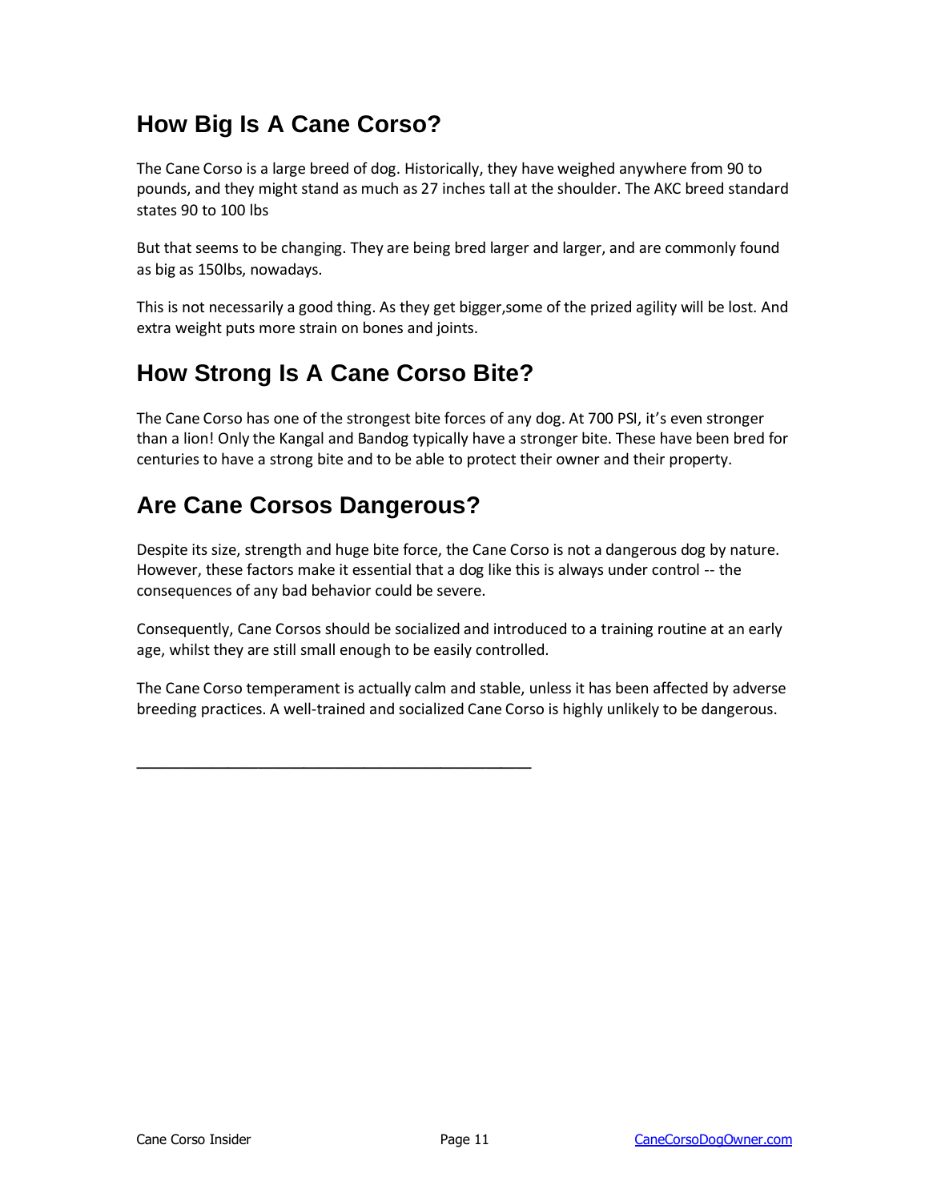## How Big Is A Cane Corso?

The Cane Corso is a large breed of dog. Historically, they have weighed anywhere from 90 to pounds, and they might stand as much as 27 inches tall at the shoulder. The AKC breed standard states 90 to 100 lbs

But that seems to be changing. They are being bred larger and larger, and are commonly found as big as 150lbs, nowadays.

This is not necessarily a good thing. As they get bigger,some of the prized agility will be lost. And extra weight puts more strain on bones and joints.

## How Strong Is A Cane Corso Bite?

The Cane Corso has one of the strongest bite forces of any dog. At 700 PSI, it's even stronger than a lion! Only the Kangal and Bandog typically have a stronger bite. These have been bred for centuries to have a strong bite and to be able to protect their owner and their property.

## Are Cane Corsos Dangerous?

Despite its size, strength and huge bite force, the Cane Corso is not a dangerous dog by nature. However, these factors make it essential that a dog like this is always under control -- the consequences of any bad behavior could be severe.

Consequently, Cane Corsos should be socialized and introduced to a training routine at an early age, whilst they are still small enough to be easily controlled.

The Cane Corso temperament is actually calm and stable, unless it has been affected by adverse breeding practices. A well-trained and socialized Cane Corso is highly unlikely to be dangerous.

---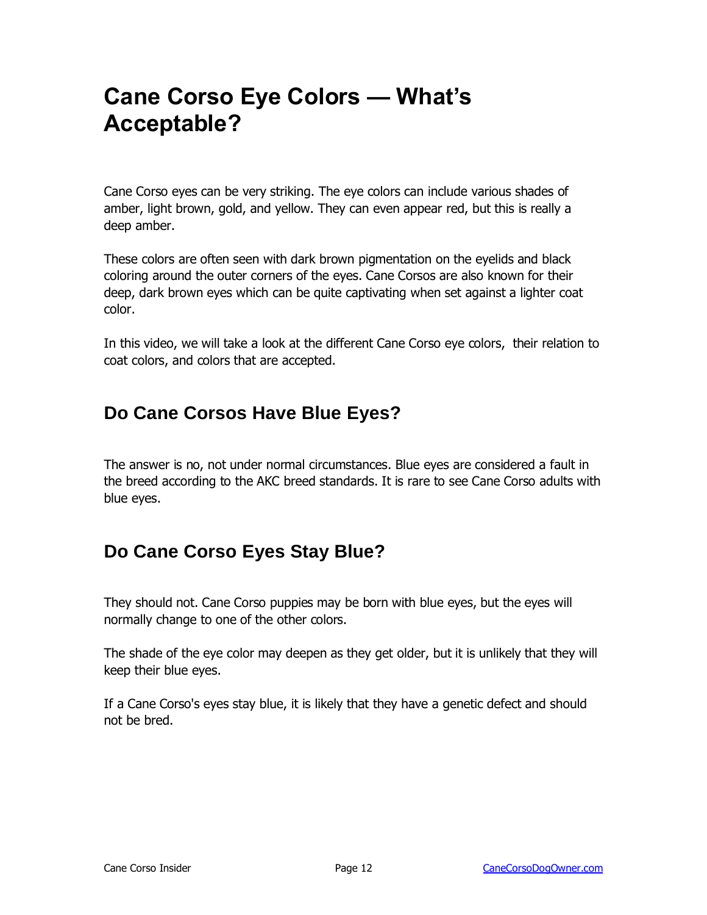# Cane Corso Eye Colors — What's Acceptable?

Cane Corso eyes can be very striking. The eye colors can include various shades of amber, light brown, gold, and yellow. They can even appear red, but this is really a deep amber.

These colors are often seen with dark brown pigmentation on the eyelids and black coloring around the outer corners of the eyes. Cane Corsos are also known for their deep, dark brown eyes which can be quite captivating when set against a lighter coat color.

In this video, we will take a look at the different Cane Corso eye colors, their relation to coat colors, and colors that are accepted.

## Do Cane Corsos Have Blue Eyes?

The answer is no, not under normal circumstances. Blue eyes are considered a fault in the breed according to the AKC breed standards. It is rare to see Cane Corso adults with blue eyes.

## Do Cane Corso Eyes Stay Blue?

They should not. Cane Corso puppies may be born with blue eyes, but the eyes will normally change to one of the other colors.

The shade of the eye color may deepen as they get older, but it is unlikely that they will keep their blue eyes.

If a Cane Corso's eyes stay blue, it is likely that they have a genetic defect and should not be bred.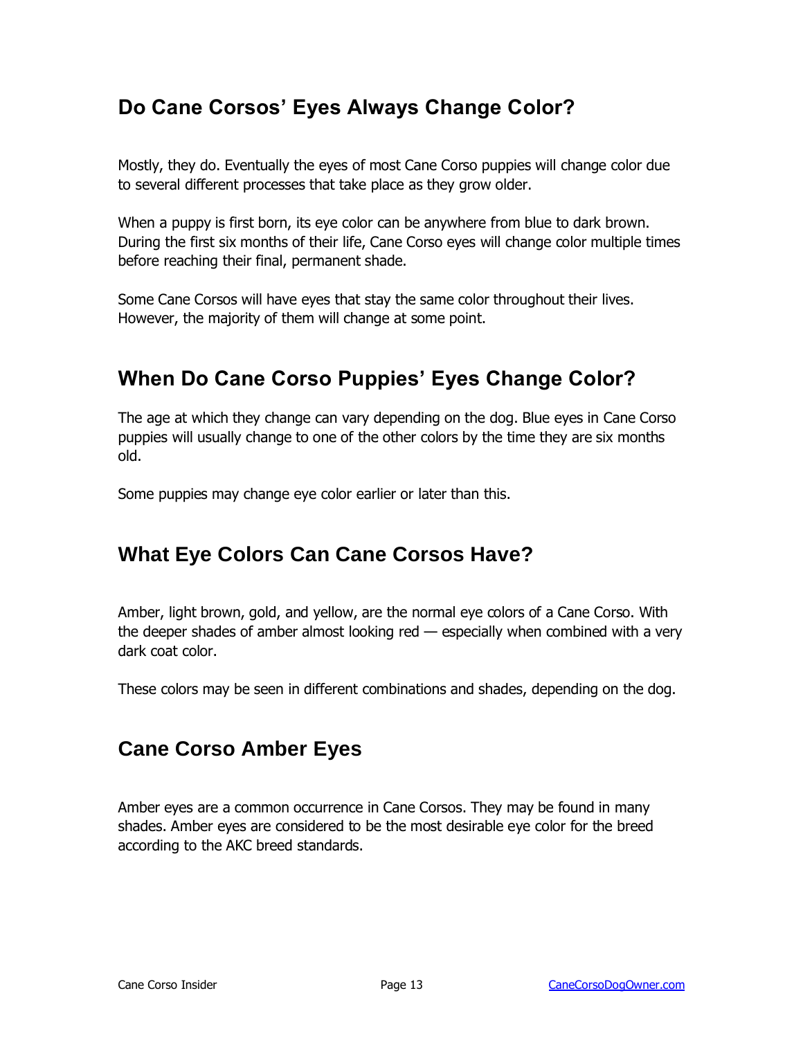## Do Cane Corsos' Eyes Always Change Color?

Mostly, they do. Eventually the eyes of most Cane Corso puppies will change color due to several different processes that take place as they grow older.

When a puppy is first born, its eye color can be anywhere from blue to dark brown. During the first six months of their life, Cane Corso eyes will change color multiple times before reaching their final, permanent shade.

Some Cane Corsos will have eyes that stay the same color throughout their lives. However, the majority of them will change at some point.

## When Do Cane Corso Puppies' Eyes Change Color?

The age at which they change can vary depending on the dog. Blue eyes in Cane Corso puppies will usually change to one of the other colors by the time they are six months old.

Some puppies may change eye color earlier or later than this.

## What Eye Colors Can Cane Corsos Have?

Amber, light brown, gold, and yellow, are the normal eye colors of a Cane Corso. With the deeper shades of amber almost looking red — especially when combined with a very dark coat color.

These colors may be seen in different combinations and shades, depending on the dog.

## Cane Corso Amber Eyes

Amber eyes are a common occurrence in Cane Corsos. They may be found in many shades. Amber eyes are considered to be the most desirable eye color for the breed according to the AKC breed standards.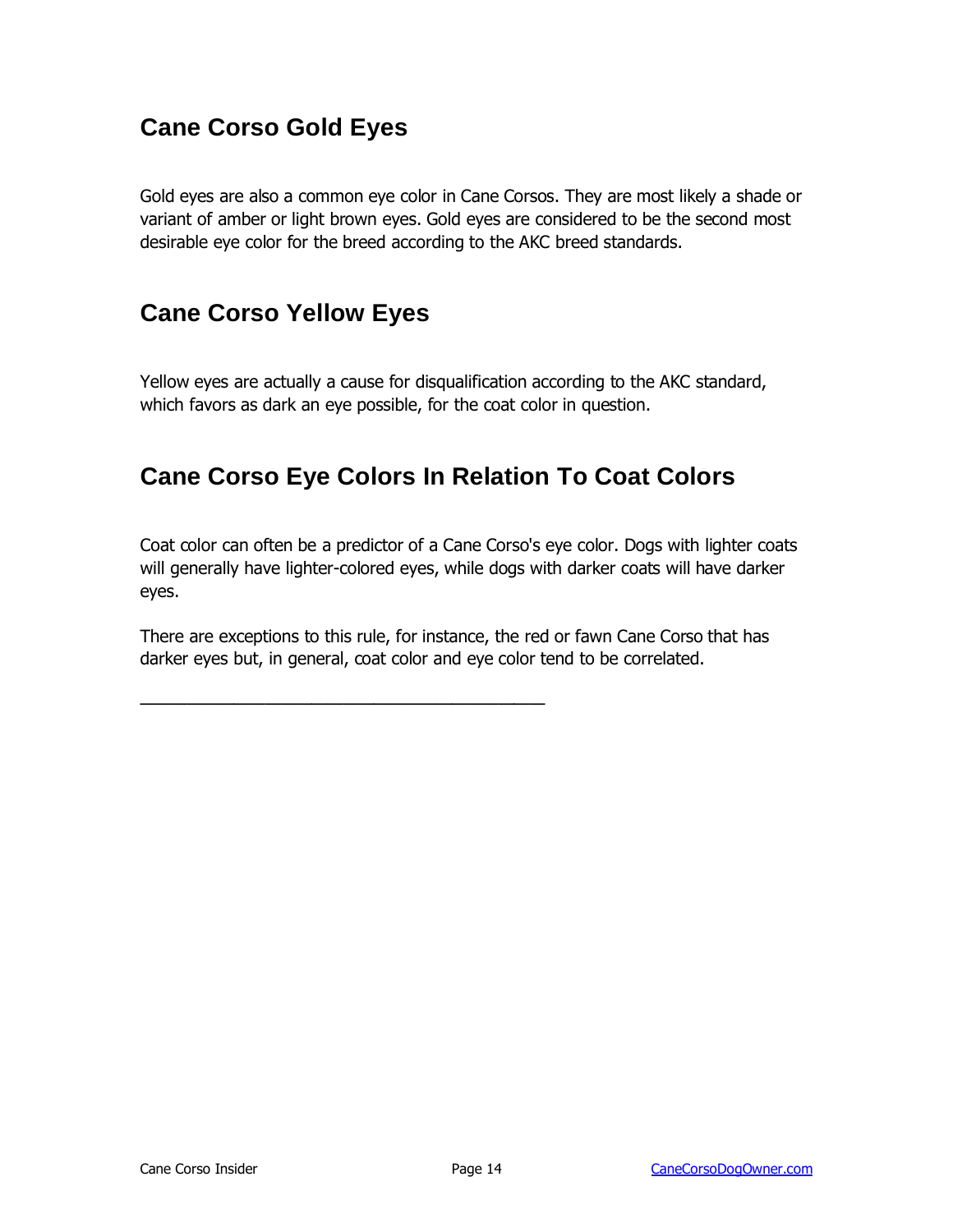## Cane Corso Gold Eyes

Gold eyes are also a common eye color in Cane Corsos. They are most likely a shade or variant of amber or light brown eyes. Gold eyes are considered to be the second most desirable eye color for the breed according to the AKC breed standards.

## Cane Corso Yellow Eyes

Yellow eyes are actually a cause for disqualification according to the AKC standard, which favors as dark an eye possible, for the coat color in question.

## Cane Corso Eye Colors In Relation To Coat Colors

Coat color can often be a predictor of a Cane Corso's eye color. Dogs with lighter coats will generally have lighter-colored eyes, while dogs with darker coats will have darker eyes.

There are exceptions to this rule, for instance, the red or fawn Cane Corso that has darker eyes but, in general, coat color and eye color tend to be correlated.

---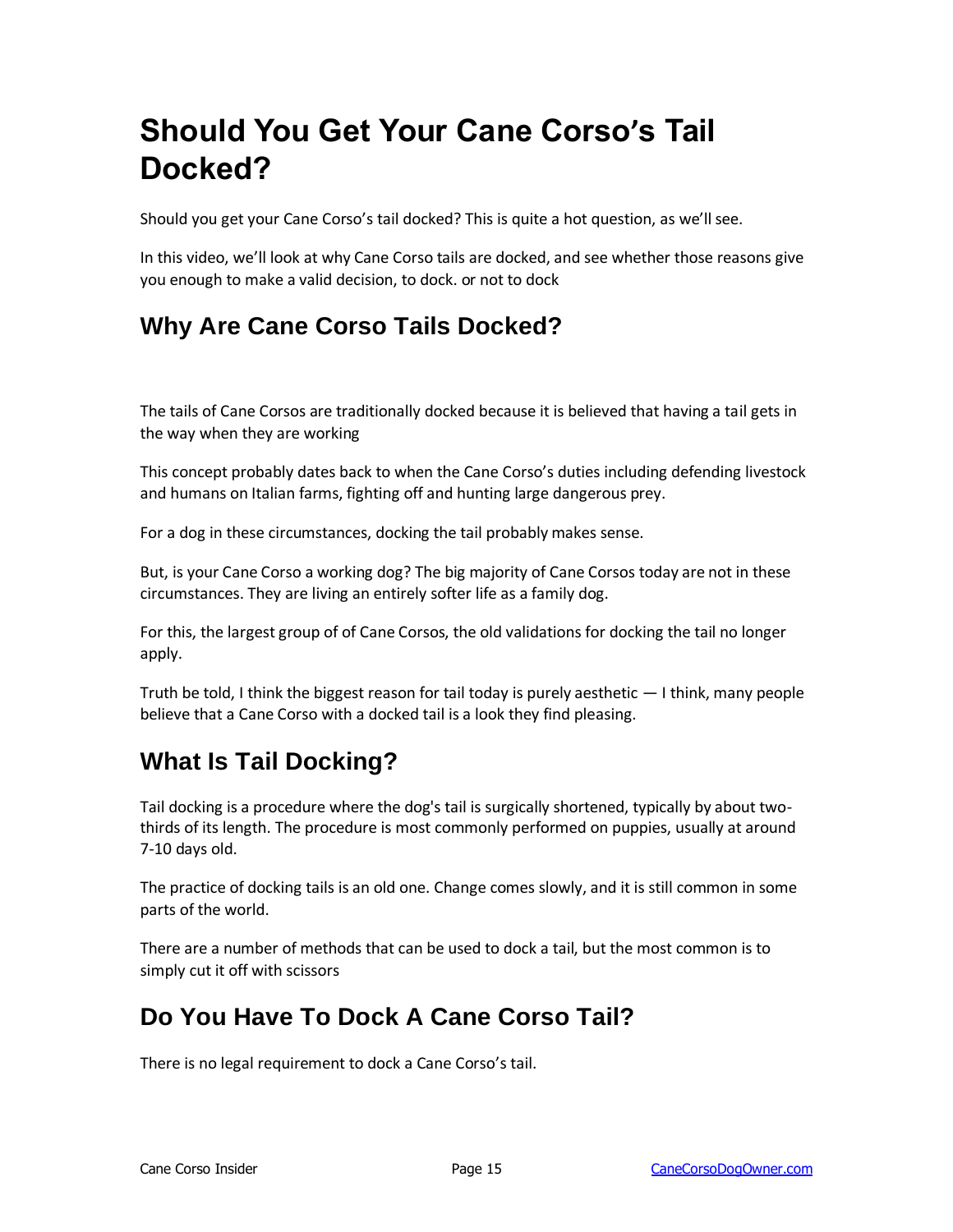# Should You Get Your Cane Corso's Tail Docked?

Should you get your Cane Corso's tail docked? This is quite a hot question, as we'll see.

In this video, we'll look at why Cane Corso tails are docked, and see whether those reasons give you enough to make a valid decision, to dock. or not to dock

## Why Are Cane Corso Tails Docked?

The tails of Cane Corsos are traditionally docked because it is believed that having a tail gets in the way when they are working

This concept probably dates back to when the Cane Corso's duties including defending livestock and humans on Italian farms, fighting off and hunting large dangerous prey.

For a dog in these circumstances, docking the tail probably makes sense.

But, is your Cane Corso a working dog? The big majority of Cane Corsos today are not in these circumstances. They are living an entirely softer life as a family dog.

For this, the largest group of of Cane Corsos, the old validations for docking the tail no longer apply.

Truth be told, I think the biggest reason for tail today is purely aesthetic — I think, many people believe that a Cane Corso with a docked tail is a look they find pleasing.

## What Is Tail Docking?

Tail docking is a procedure where the dog's tail is surgically shortened, typically by about two-thirds of its length. The procedure is most commonly performed on puppies, usually at around 7-10 days old.

The practice of docking tails is an old one. Change comes slowly, and it is still common in some parts of the world.

There are a number of methods that can be used to dock a tail, but the most common is to simply cut it off with scissors

## Do You Have To Dock A Cane Corso Tail?

There is no legal requirement to dock a Cane Corso's tail.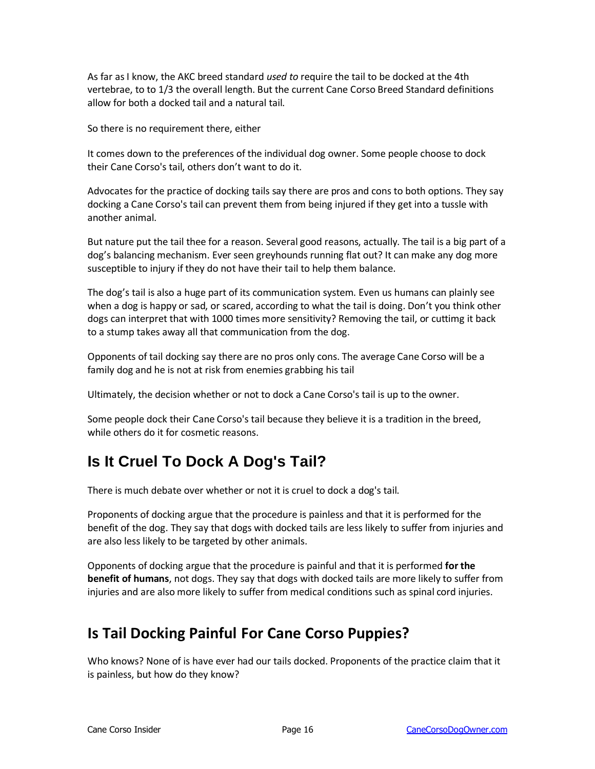As far as I know, the AKC breed standard *used to* require the tail to be docked at the 4th vertebrae, to to 1/3 the overall length. But the current Cane Corso Breed Standard definitions allow for both a docked tail and a natural tail.

So there is no requirement there, either

It comes down to the preferences of the individual dog owner. Some people choose to dock their Cane Corso's tail, others don't want to do it.

Advocates for the practice of docking tails say there are pros and cons to both options. They say docking a Cane Corso's tail can prevent them from being injured if they get into a tussle with another animal.

But nature put the tail thee for a reason. Several good reasons, actually. The tail is a big part of a dog's balancing mechanism. Ever seen greyhounds running flat out? It can make any dog more susceptible to injury if they do not have their tail to help them balance.

The dog's tail is also a huge part of its communication system. Even us humans can plainly see when a dog is happy or sad, or scared, according to what the tail is doing. Don't you think other dogs can interpret that with 1000 times more sensitivity? Removing the tail, or cuttimg it back to a stump takes away all that communication from the dog.

Opponents of tail docking say there are no pros only cons. The average Cane Corso will be a family dog and he is not at risk from enemies grabbing his tail

Ultimately, the decision whether or not to dock a Cane Corso's tail is up to the owner.

Some people dock their Cane Corso's tail because they believe it is a tradition in the breed, while others do it for cosmetic reasons.

## Is It Cruel To Dock A Dog's Tail?

There is much debate over whether or not it is cruel to dock a dog's tail.

Proponents of docking argue that the procedure is painless and that it is performed for the benefit of the dog. They say that dogs with docked tails are less likely to suffer from injuries and are also less likely to be targeted by other animals.

Opponents of docking argue that the procedure is painful and that it is performed **for the benefit of humans**, not dogs. They say that dogs with docked tails are more likely to suffer from injuries and are also more likely to suffer from medical conditions such as spinal cord injuries.

## Is Tail Docking Painful For Cane Corso Puppies?

Who knows? None of is have ever had our tails docked. Proponents of the practice claim that it is painless, but how do they know?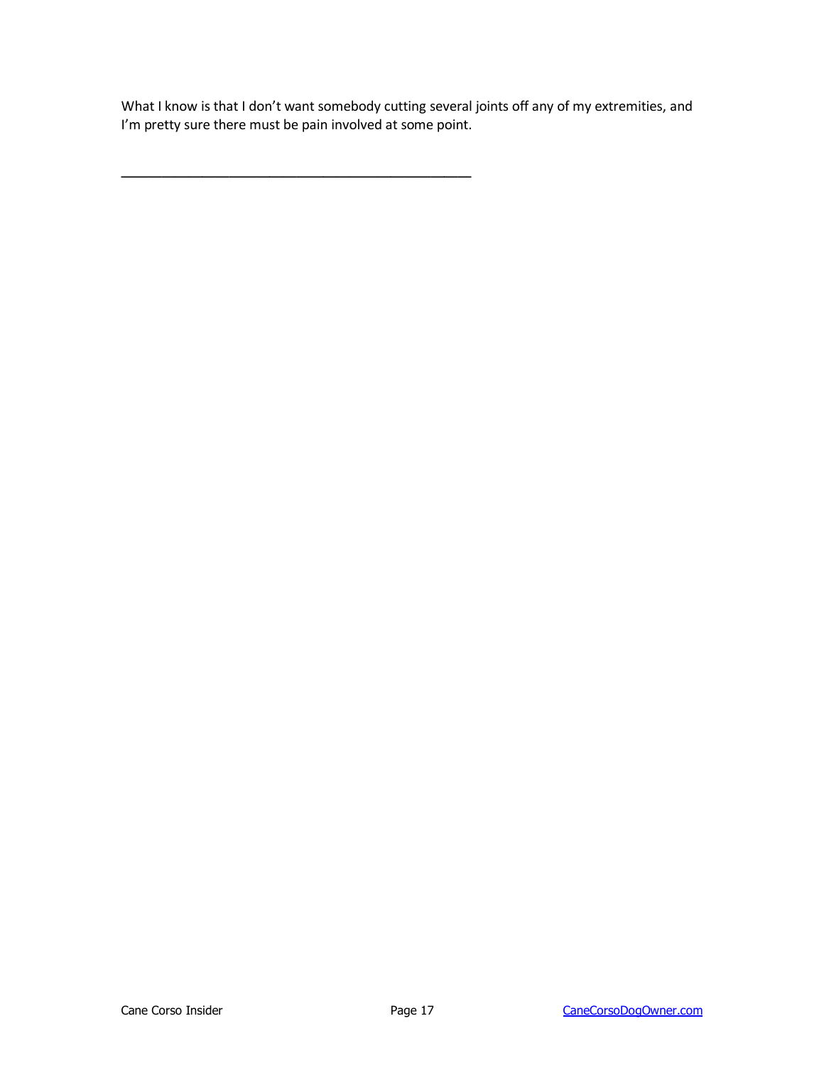What I know is that I don't want somebody cutting several joints off any of my extremities, and I'm pretty sure there must be pain involved at some point.

_______________________________________________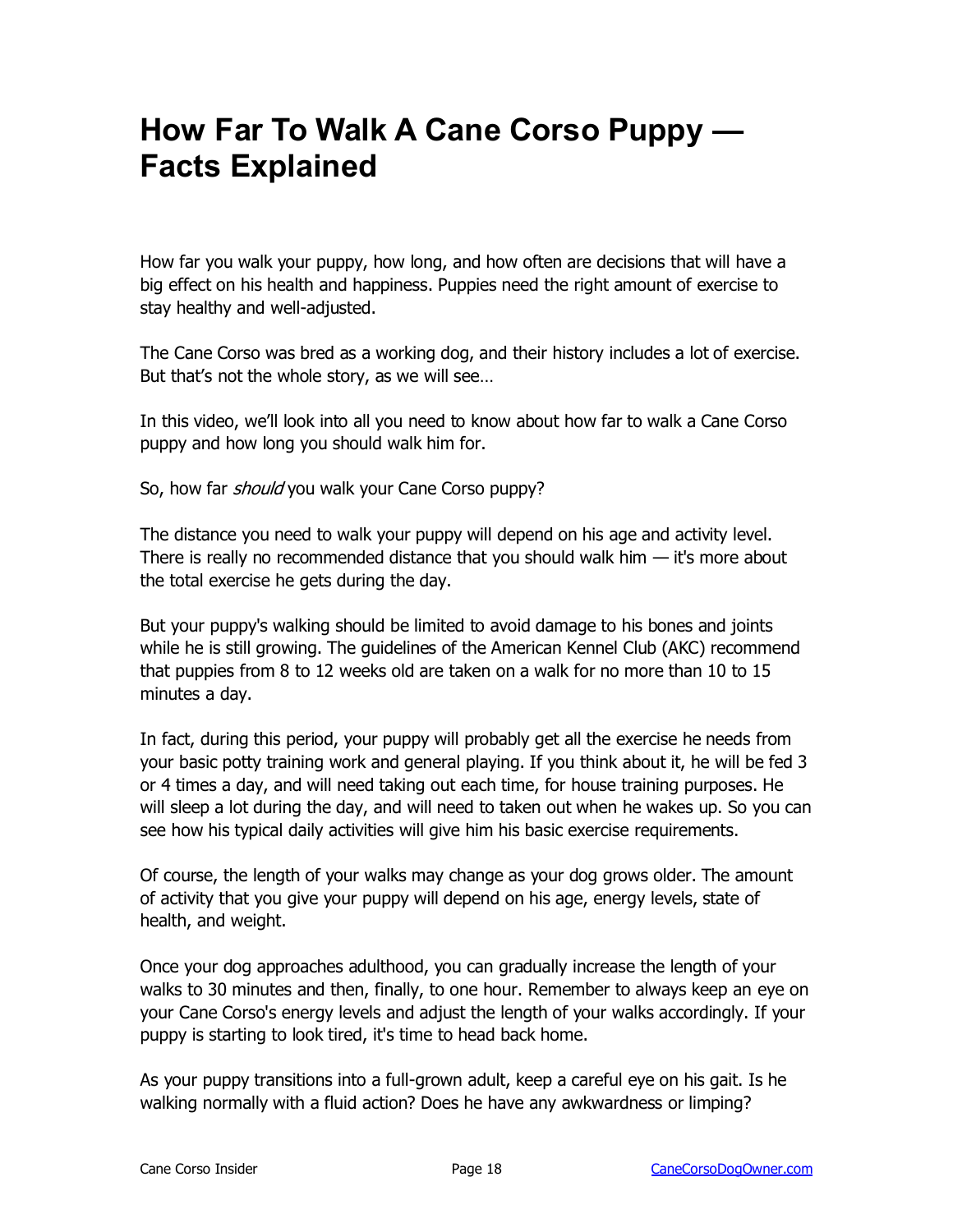# How Far To Walk A Cane Corso Puppy — Facts Explained

How far you walk your puppy, how long, and how often are decisions that will have a big effect on his health and happiness. Puppies need the right amount of exercise to stay healthy and well-adjusted.

The Cane Corso was bred as a working dog, and their history includes a lot of exercise. But that's not the whole story, as we will see…

In this video, we'll look into all you need to know about how far to walk a Cane Corso puppy and how long you should walk him for.

So, how far *should* you walk your Cane Corso puppy?

The distance you need to walk your puppy will depend on his age and activity level. There is really no recommended distance that you should walk him — it's more about the total exercise he gets during the day.

But your puppy's walking should be limited to avoid damage to his bones and joints while he is still growing. The guidelines of the American Kennel Club (AKC) recommend that puppies from 8 to 12 weeks old are taken on a walk for no more than 10 to 15 minutes a day.

In fact, during this period, your puppy will probably get all the exercise he needs from your basic potty training work and general playing. If you think about it, he will be fed 3 or 4 times a day, and will need taking out each time, for house training purposes. He will sleep a lot during the day, and will need to taken out when he wakes up. So you can see how his typical daily activities will give him his basic exercise requirements.

Of course, the length of your walks may change as your dog grows older. The amount of activity that you give your puppy will depend on his age, energy levels, state of health, and weight.

Once your dog approaches adulthood, you can gradually increase the length of your walks to 30 minutes and then, finally, to one hour. Remember to always keep an eye on your Cane Corso's energy levels and adjust the length of your walks accordingly. If your puppy is starting to look tired, it's time to head back home.

As your puppy transitions into a full-grown adult, keep a careful eye on his gait. Is he walking normally with a fluid action? Does he have any awkwardness or limping?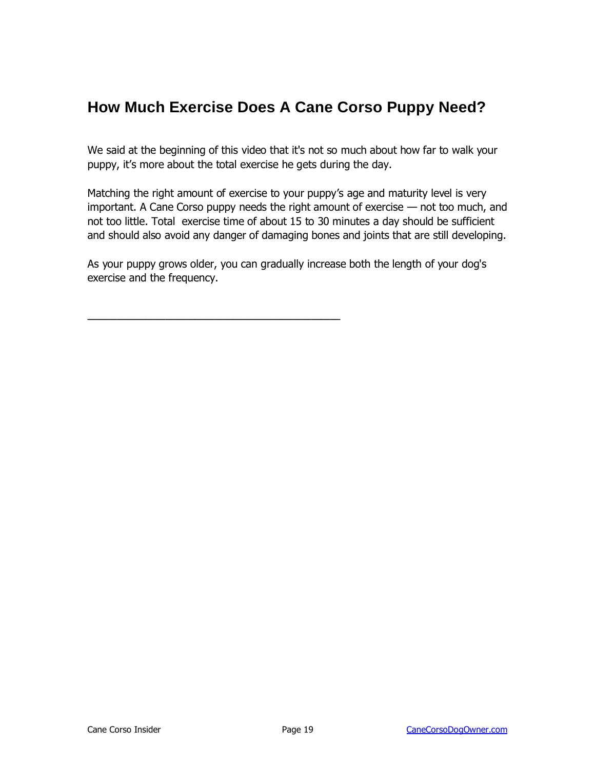## How Much Exercise Does A Cane Corso Puppy Need?

We said at the beginning of this video that it's not so much about how far to walk your puppy, it's more about the total exercise he gets during the day.

Matching the right amount of exercise to your puppy's age and maturity level is very important. A Cane Corso puppy needs the right amount of exercise — not too much, and not too little. Total exercise time of about 15 to 30 minutes a day should be sufficient and should also avoid any danger of damaging bones and joints that are still developing.

As your puppy grows older, you can gradually increase both the length of your dog's exercise and the frequency.

---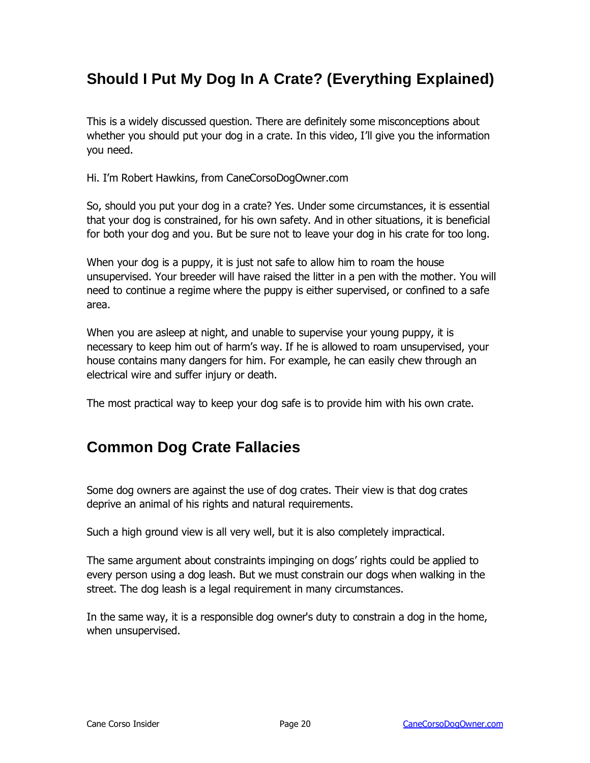## Should I Put My Dog In A Crate? (Everything Explained)

This is a widely discussed question. There are definitely some misconceptions about whether you should put your dog in a crate. In this video, I'll give you the information you need.

Hi. I'm Robert Hawkins, from CaneCorsoDogOwner.com

So, should you put your dog in a crate? Yes. Under some circumstances, it is essential that your dog is constrained, for his own safety. And in other situations, it is beneficial for both your dog and you. But be sure not to leave your dog in his crate for too long.

When your dog is a puppy, it is just not safe to allow him to roam the house unsupervised. Your breeder will have raised the litter in a pen with the mother. You will need to continue a regime where the puppy is either supervised, or confined to a safe area.

When you are asleep at night, and unable to supervise your young puppy, it is necessary to keep him out of harm's way. If he is allowed to roam unsupervised, your house contains many dangers for him. For example, he can easily chew through an electrical wire and suffer injury or death.

The most practical way to keep your dog safe is to provide him with his own crate.

## Common Dog Crate Fallacies

Some dog owners are against the use of dog crates. Their view is that dog crates deprive an animal of his rights and natural requirements.

Such a high ground view is all very well, but it is also completely impractical.

The same argument about constraints impinging on dogs' rights could be applied to every person using a dog leash. But we must constrain our dogs when walking in the street. The dog leash is a legal requirement in many circumstances.

In the same way, it is a responsible dog owner's duty to constrain a dog in the home, when unsupervised.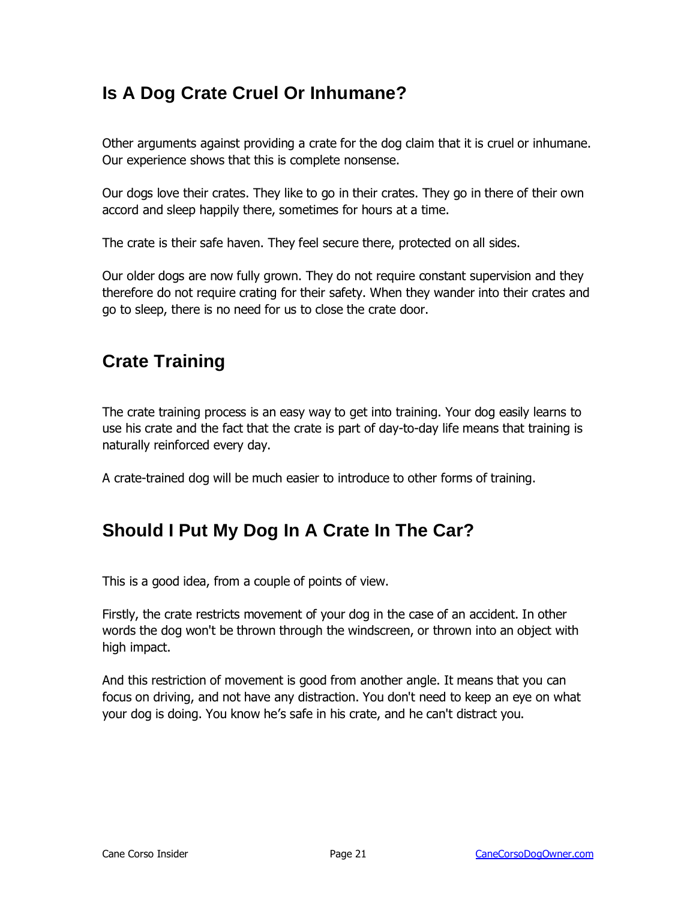## Is A Dog Crate Cruel Or Inhumane?

Other arguments against providing a crate for the dog claim that it is cruel or inhumane. Our experience shows that this is complete nonsense.

Our dogs love their crates. They like to go in their crates. They go in there of their own accord and sleep happily there, sometimes for hours at a time.

The crate is their safe haven. They feel secure there, protected on all sides.

Our older dogs are now fully grown. They do not require constant supervision and they therefore do not require crating for their safety. When they wander into their crates and go to sleep, there is no need for us to close the crate door.

## Crate Training

The crate training process is an easy way to get into training. Your dog easily learns to use his crate and the fact that the crate is part of day-to-day life means that training is naturally reinforced every day.

A crate-trained dog will be much easier to introduce to other forms of training.

## Should I Put My Dog In A Crate In The Car?

This is a good idea, from a couple of points of view.

Firstly, the crate restricts movement of your dog in the case of an accident. In other words the dog won't be thrown through the windscreen, or thrown into an object with high impact.

And this restriction of movement is good from another angle. It means that you can focus on driving, and not have any distraction. You don't need to keep an eye on what your dog is doing. You know he’s safe in his crate, and he can't distract you.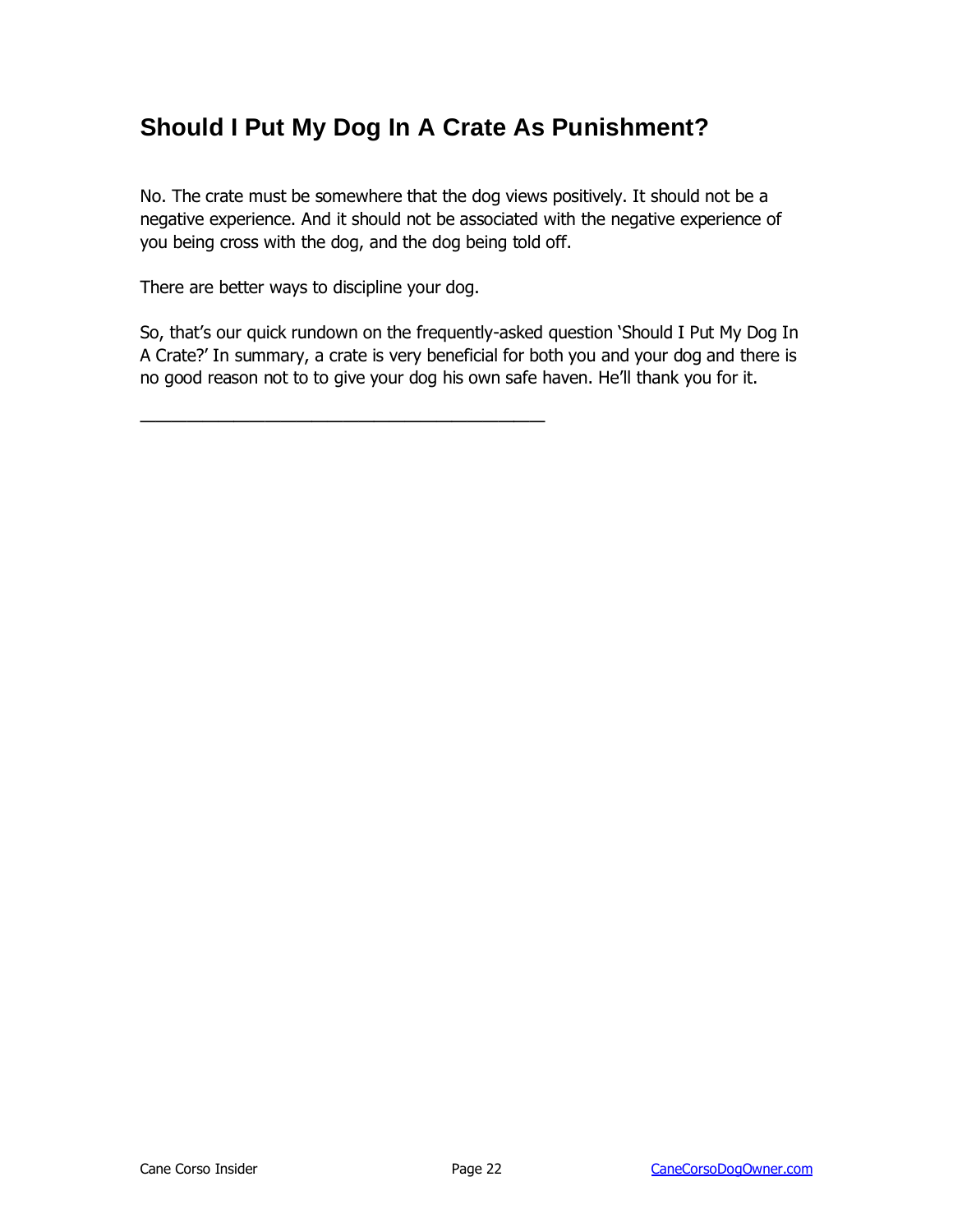## Should I Put My Dog In A Crate As Punishment?

No. The crate must be somewhere that the dog views positively. It should not be a negative experience. And it should not be associated with the negative experience of you being cross with the dog, and the dog being told off.

There are better ways to discipline your dog.

So, that's our quick rundown on the frequently-asked question 'Should I Put My Dog In A Crate?' In summary, a crate is very beneficial for both you and your dog and there is no good reason not to to give your dog his own safe haven. He'll thank you for it.

---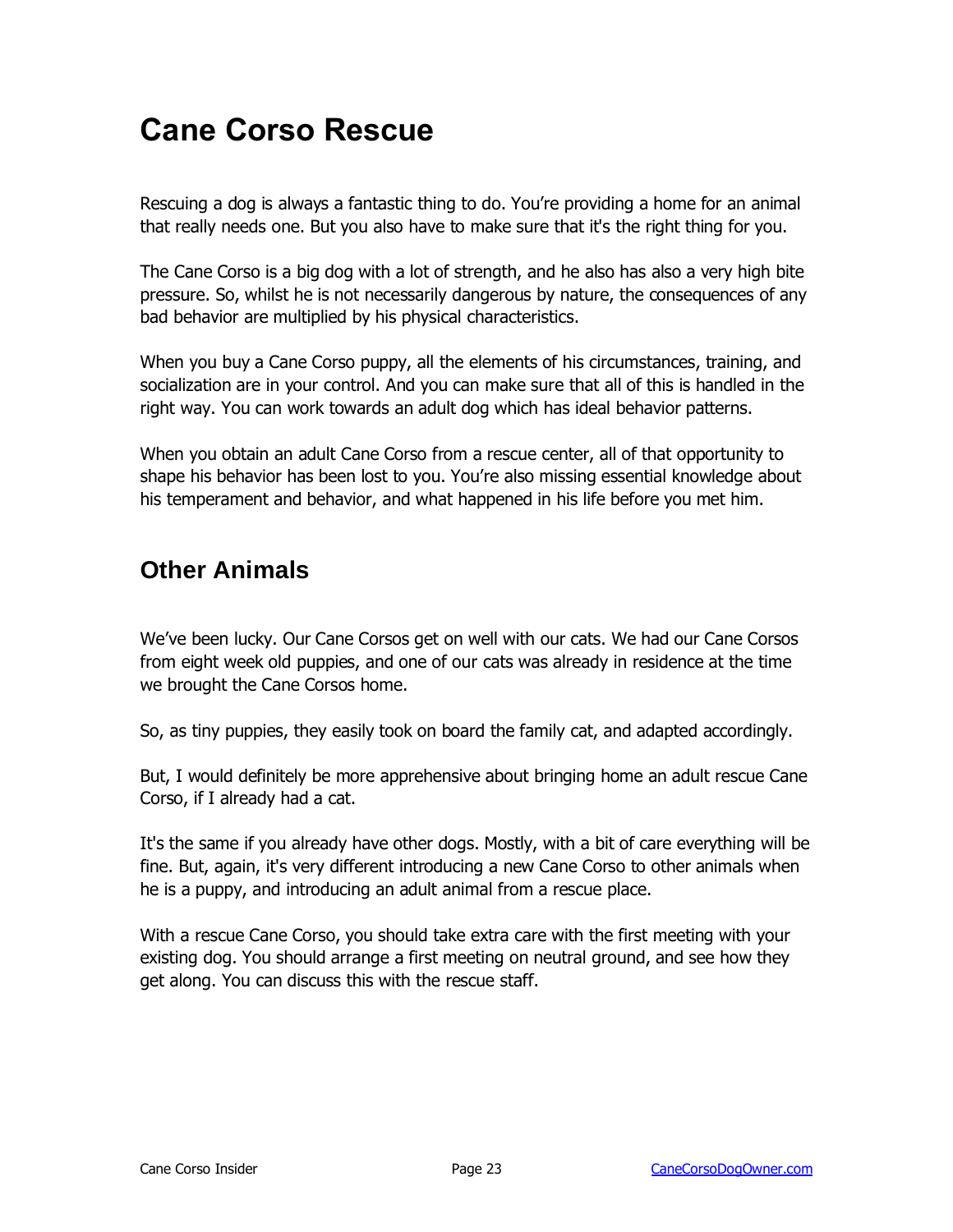# Cane Corso Rescue

Rescuing a dog is always a fantastic thing to do. You're providing a home for an animal that really needs one. But you also have to make sure that it's the right thing for you.

The Cane Corso is a big dog with a lot of strength, and he also has also a very high bite pressure. So, whilst he is not necessarily dangerous by nature, the consequences of any bad behavior are multiplied by his physical characteristics.

When you buy a Cane Corso puppy, all the elements of his circumstances, training, and socialization are in your control. And you can make sure that all of this is handled in the right way. You can work towards an adult dog which has ideal behavior patterns.

When you obtain an adult Cane Corso from a rescue center, all of that opportunity to shape his behavior has been lost to you. You're also missing essential knowledge about his temperament and behavior, and what happened in his life before you met him.

## Other Animals

We've been lucky. Our Cane Corsos get on well with our cats. We had our Cane Corsos from eight week old puppies, and one of our cats was already in residence at the time we brought the Cane Corsos home.

So, as tiny puppies, they easily took on board the family cat, and adapted accordingly.

But, I would definitely be more apprehensive about bringing home an adult rescue Cane Corso, if I already had a cat.

It's the same if you already have other dogs. Mostly, with a bit of care everything will be fine. But, again, it's very different introducing a new Cane Corso to other animals when he is a puppy, and introducing an adult animal from a rescue place.

With a rescue Cane Corso, you should take extra care with the first meeting with your existing dog. You should arrange a first meeting on neutral ground, and see how they get along. You can discuss this with the rescue staff.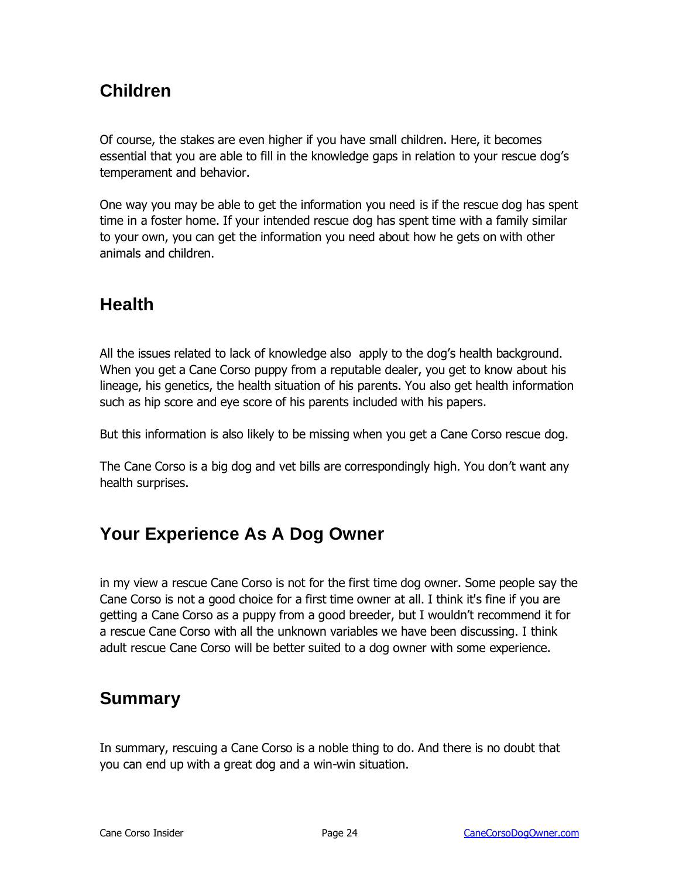## Children

Of course, the stakes are even higher if you have small children. Here, it becomes essential that you are able to fill in the knowledge gaps in relation to your rescue dog's temperament and behavior.

One way you may be able to get the information you need is if the rescue dog has spent time in a foster home. If your intended rescue dog has spent time with a family similar to your own, you can get the information you need about how he gets on with other animals and children.

## Health

All the issues related to lack of knowledge also apply to the dog's health background. When you get a Cane Corso puppy from a reputable dealer, you get to know about his lineage, his genetics, the health situation of his parents. You also get health information such as hip score and eye score of his parents included with his papers.

But this information is also likely to be missing when you get a Cane Corso rescue dog.

The Cane Corso is a big dog and vet bills are correspondingly high. You don't want any health surprises.

## Your Experience As A Dog Owner

in my view a rescue Cane Corso is not for the first time dog owner. Some people say the Cane Corso is not a good choice for a first time owner at all. I think it's fine if you are getting a Cane Corso as a puppy from a good breeder, but I wouldn't recommend it for a rescue Cane Corso with all the unknown variables we have been discussing. I think adult rescue Cane Corso will be better suited to a dog owner with some experience.

## Summary

In summary, rescuing a Cane Corso is a noble thing to do. And there is no doubt that you can end up with a great dog and a win-win situation.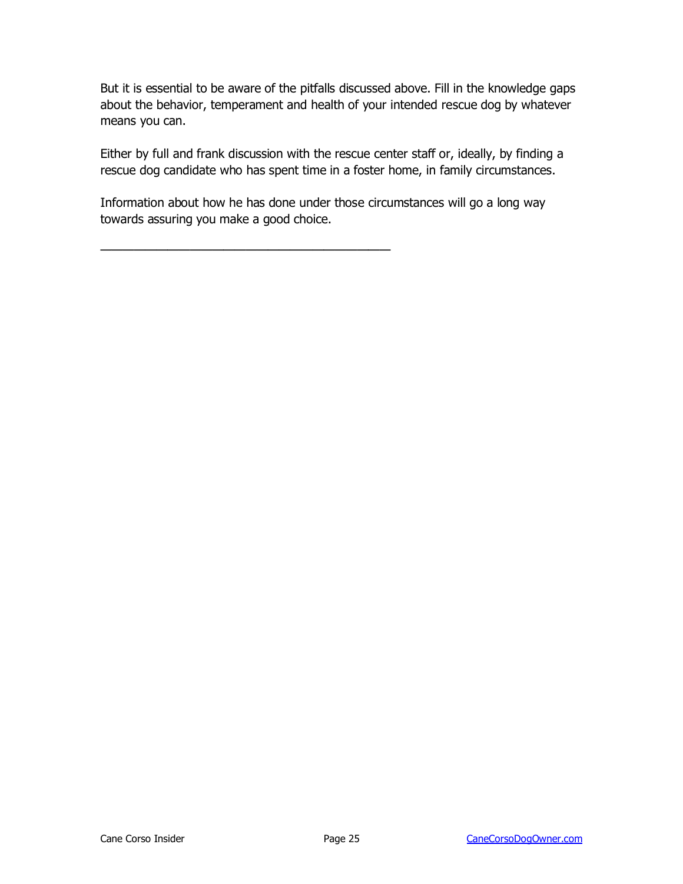But it is essential to be aware of the pitfalls discussed above. Fill in the knowledge gaps about the behavior, temperament and health of your intended rescue dog by whatever means you can.

Either by full and frank discussion with the rescue center staff or, ideally, by finding a rescue dog candidate who has spent time in a foster home, in family circumstances.

Information about how he has done under those circumstances will go a long way towards assuring you make a good choice.

---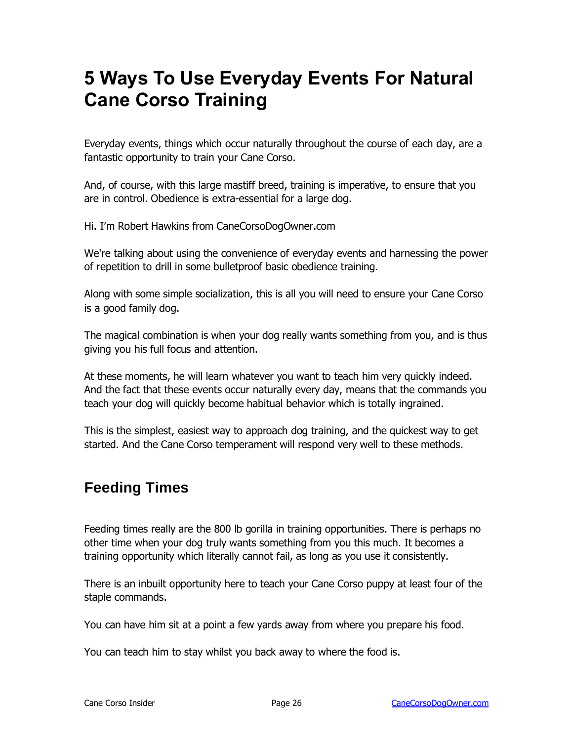# 5 Ways To Use Everyday Events For Natural Cane Corso Training

Everyday events, things which occur naturally throughout the course of each day, are a fantastic opportunity to train your Cane Corso.

And, of course, with this large mastiff breed, training is imperative, to ensure that you are in control. Obedience is extra-essential for a large dog.

Hi. I'm Robert Hawkins from CaneCorsoDogOwner.com

We're talking about using the convenience of everyday events and harnessing the power of repetition to drill in some bulletproof basic obedience training.

Along with some simple socialization, this is all you will need to ensure your Cane Corso is a good family dog.

The magical combination is when your dog really wants something from you, and is thus giving you his full focus and attention.

At these moments, he will learn whatever you want to teach him very quickly indeed. And the fact that these events occur naturally every day, means that the commands you teach your dog will quickly become habitual behavior which is totally ingrained.

This is the simplest, easiest way to approach dog training, and the quickest way to get started. And the Cane Corso temperament will respond very well to these methods.

## Feeding Times

Feeding times really are the 800 lb gorilla in training opportunities. There is perhaps no other time when your dog truly wants something from you this much. It becomes a training opportunity which literally cannot fail, as long as you use it consistently.

There is an inbuilt opportunity here to teach your Cane Corso puppy at least four of the staple commands.

You can have him sit at a point a few yards away from where you prepare his food.

You can teach him to stay whilst you back away to where the food is.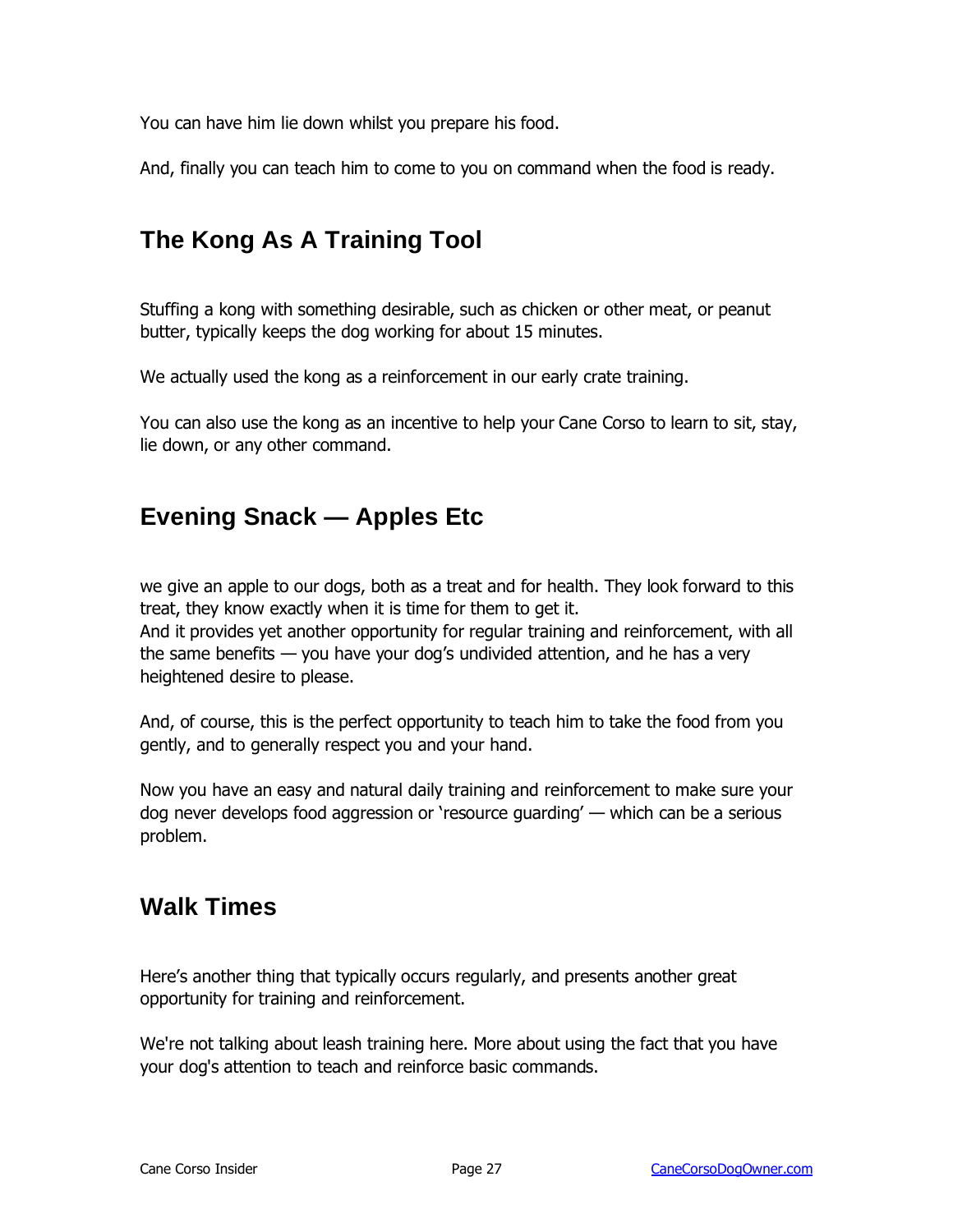You can have him lie down whilst you prepare his food.

And, finally you can teach him to come to you on command when the food is ready.

## The Kong As A Training Tool

Stuffing a kong with something desirable, such as chicken or other meat, or peanut butter, typically keeps the dog working for about 15 minutes.

We actually used the kong as a reinforcement in our early crate training.

You can also use the kong as an incentive to help your Cane Corso to learn to sit, stay, lie down, or any other command.

## Evening Snack — Apples Etc

we give an apple to our dogs, both as a treat and for health. They look forward to this treat, they know exactly when it is time for them to get it.
And it provides yet another opportunity for regular training and reinforcement, with all the same benefits — you have your dog's undivided attention, and he has a very heightened desire to please.

And, of course, this is the perfect opportunity to teach him to take the food from you gently, and to generally respect you and your hand.

Now you have an easy and natural daily training and reinforcement to make sure your dog never develops food aggression or 'resource guarding' — which can be a serious problem.

## Walk Times

Here's another thing that typically occurs regularly, and presents another great opportunity for training and reinforcement.

We're not talking about leash training here. More about using the fact that you have your dog's attention to teach and reinforce basic commands.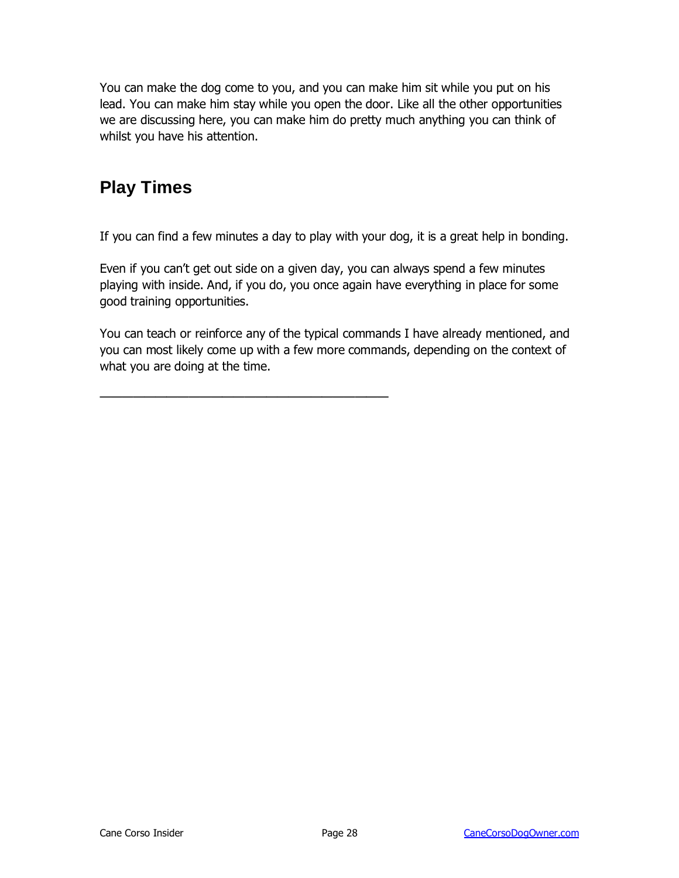You can make the dog come to you, and you can make him sit while you put on his lead. You can make him stay while you open the door. Like all the other opportunities we are discussing here, you can make him do pretty much anything you can think of whilst you have his attention.

## Play Times

If you can find a few minutes a day to play with your dog, it is a great help in bonding.

Even if you can't get out side on a given day, you can always spend a few minutes playing with inside. And, if you do, you once again have everything in place for some good training opportunities.

You can teach or reinforce any of the typical commands I have already mentioned, and you can most likely come up with a few more commands, depending on the context of what you are doing at the time.

---